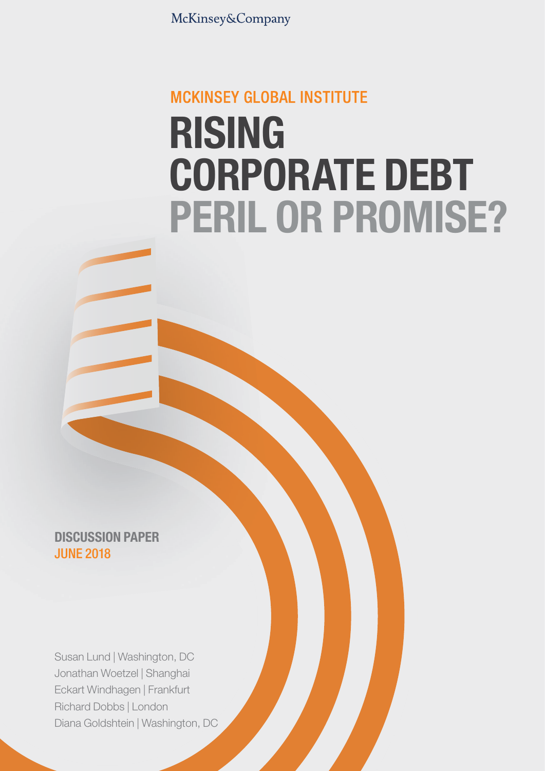McKinsey&Company

MCKINSEY GLOBAL INSTITUTE

# RISING CORPORATE DEBT PERIL OR PROMISE?

**DISCUSSION PAPER**
**JUNE 2018**

Susan Lund | Washington, DC
Jonathan Woetzel | Shanghai
Eckart Windhagen | Frankfurt
Richard Dobbs | London
Diana Goldshtein | Washington, DC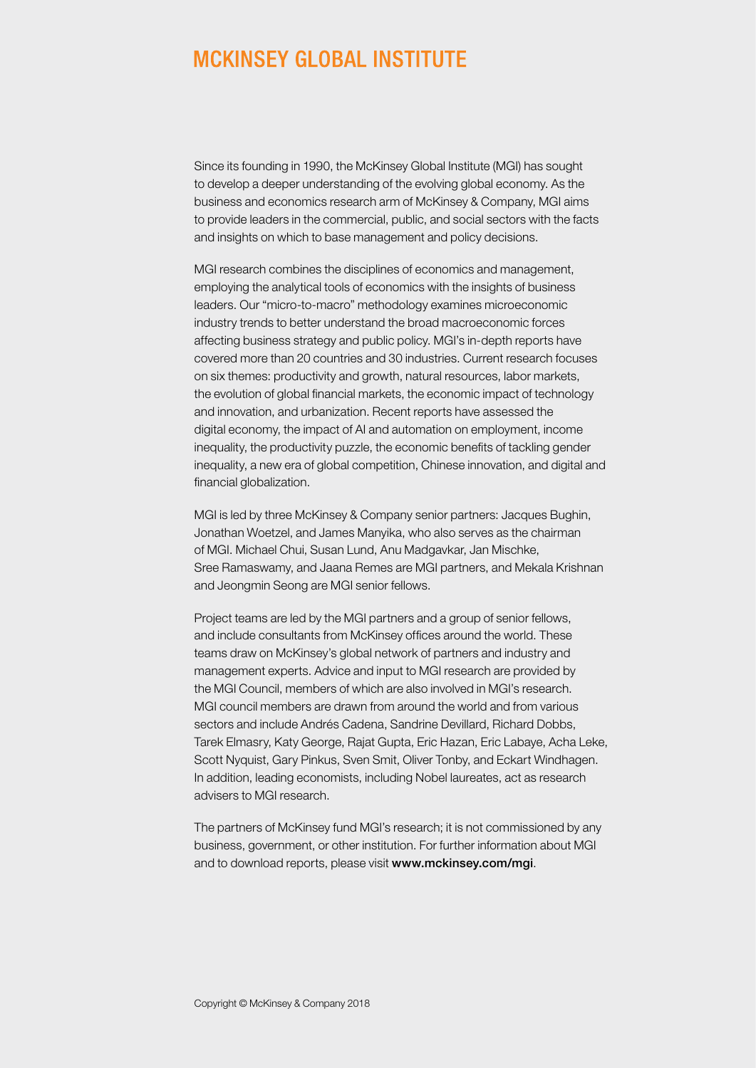# MCKINSEY GLOBAL INSTITUTE

Since its founding in 1990, the McKinsey Global Institute (MGI) has sought to develop a deeper understanding of the evolving global economy. As the business and economics research arm of McKinsey & Company, MGI aims to provide leaders in the commercial, public, and social sectors with the facts and insights on which to base management and policy decisions.

MGI research combines the disciplines of economics and management, employing the analytical tools of economics with the insights of business leaders. Our "micro-to-macro" methodology examines microeconomic industry trends to better understand the broad macroeconomic forces affecting business strategy and public policy. MGI's in-depth reports have covered more than 20 countries and 30 industries. Current research focuses on six themes: productivity and growth, natural resources, labor markets, the evolution of global financial markets, the economic impact of technology and innovation, and urbanization. Recent reports have assessed the digital economy, the impact of AI and automation on employment, income inequality, the productivity puzzle, the economic benefits of tackling gender inequality, a new era of global competition, Chinese innovation, and digital and financial globalization.

MGI is led by three McKinsey & Company senior partners: Jacques Bughin, Jonathan Woetzel, and James Manyika, who also serves as the chairman of MGI. Michael Chui, Susan Lund, Anu Madgavkar, Jan Mischke, Sree Ramaswamy, and Jaana Remes are MGI partners, and Mekala Krishnan and Jeongmin Seong are MGI senior fellows.

Project teams are led by the MGI partners and a group of senior fellows, and include consultants from McKinsey offices around the world. These teams draw on McKinsey's global network of partners and industry and management experts. Advice and input to MGI research are provided by the MGI Council, members of which are also involved in MGI's research. MGI council members are drawn from around the world and from various sectors and include Andrés Cadena, Sandrine Devillard, Richard Dobbs, Tarek Elmasry, Katy George, Rajat Gupta, Eric Hazan, Eric Labaye, Acha Leke, Scott Nyquist, Gary Pinkus, Sven Smit, Oliver Tonby, and Eckart Windhagen. In addition, leading economists, including Nobel laureates, act as research advisers to MGI research.

The partners of McKinsey fund MGI's research; it is not commissioned by any business, government, or other institution. For further information about MGI and to download reports, please visit **www.mckinsey.com/mgi**.

Copyright © McKinsey & Company 2018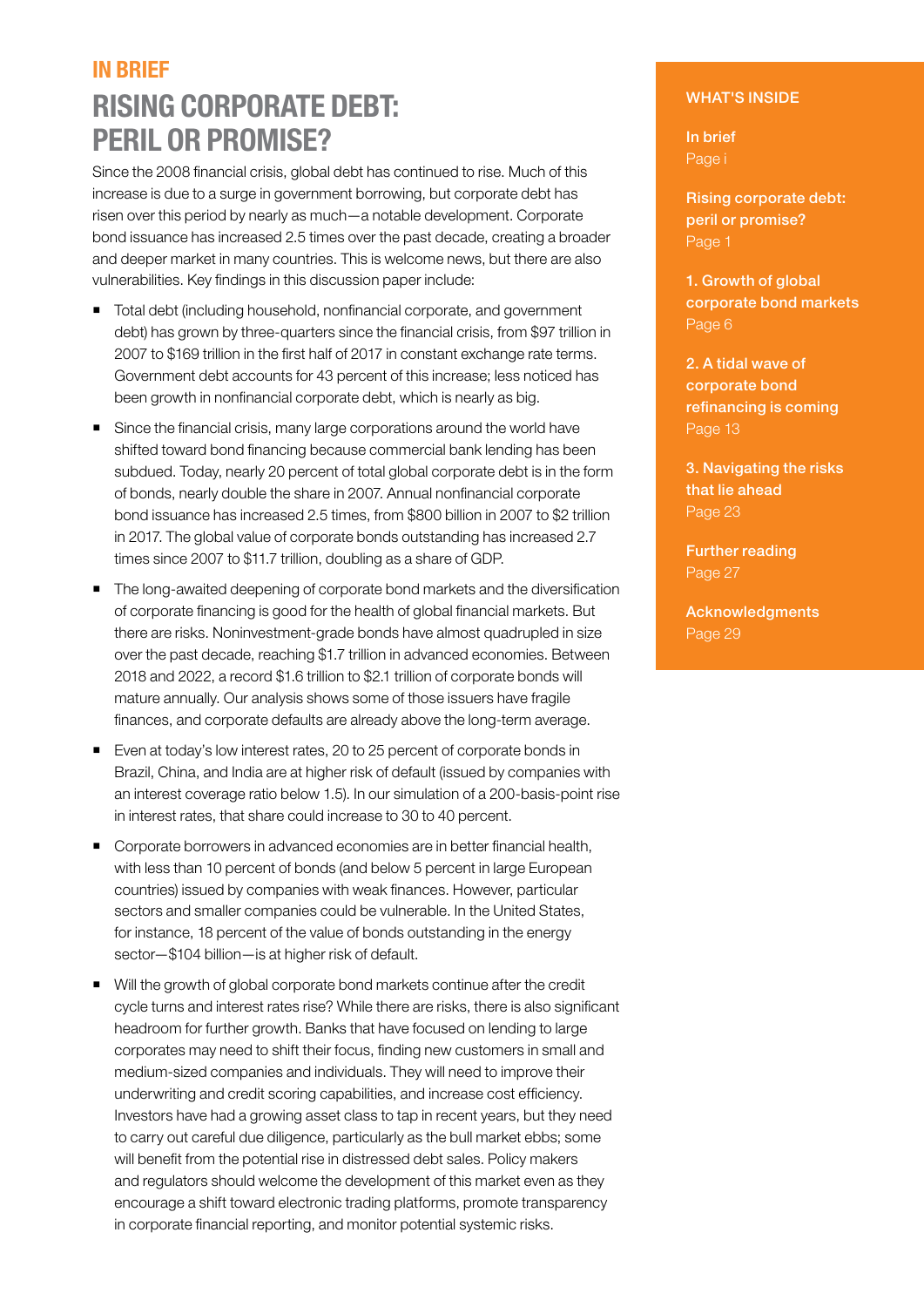## IN BRIEF

# RISING CORPORATE DEBT: PERIL OR PROMISE?

Since the 2008 financial crisis, global debt has continued to rise. Much of this increase is due to a surge in government borrowing, but corporate debt has risen over this period by nearly as much—a notable development. Corporate bond issuance has increased 2.5 times over the past decade, creating a broader and deeper market in many countries. This is welcome news, but there are also vulnerabilities. Key findings in this discussion paper include:

- Total debt (including household, nonfinancial corporate, and government debt) has grown by three-quarters since the financial crisis, from $97 trillion in 2007 to $169 trillion in the first half of 2017 in constant exchange rate terms. Government debt accounts for 43 percent of this increase; less noticed has been growth in nonfinancial corporate debt, which is nearly as big.

- Since the financial crisis, many large corporations around the world have shifted toward bond financing because commercial bank lending has been subdued. Today, nearly 20 percent of total global corporate debt is in the form of bonds, nearly double the share in 2007. Annual nonfinancial corporate bond issuance has increased 2.5 times, from $800 billion in 2007 to $2 trillion in 2017. The global value of corporate bonds outstanding has increased 2.7 times since 2007 to $11.7 trillion, doubling as a share of GDP.

- The long-awaited deepening of corporate bond markets and the diversification of corporate financing is good for the health of global financial markets. But there are risks. Noninvestment-grade bonds have almost quadrupled in size over the past decade, reaching $1.7 trillion in advanced economies. Between 2018 and 2022, a record $1.6 trillion to $2.1 trillion of corporate bonds will mature annually. Our analysis shows some of those issuers have fragile finances, and corporate defaults are already above the long-term average.

- Even at today's low interest rates, 20 to 25 percent of corporate bonds in Brazil, China, and India are at higher risk of default (issued by companies with an interest coverage ratio below 1.5). In our simulation of a 200-basis-point rise in interest rates, that share could increase to 30 to 40 percent.

- Corporate borrowers in advanced economies are in better financial health, with less than 10 percent of bonds (and below 5 percent in large European countries) issued by companies with weak finances. However, particular sectors and smaller companies could be vulnerable. In the United States, for instance, 18 percent of the value of bonds outstanding in the energy sector—$104 billion—is at higher risk of default.

- Will the growth of global corporate bond markets continue after the credit cycle turns and interest rates rise? While there are risks, there is also significant headroom for further growth. Banks that have focused on lending to large corporates may need to shift their focus, finding new customers in small and medium-sized companies and individuals. They will need to improve their underwriting and credit scoring capabilities, and increase cost efficiency. Investors have had a growing asset class to tap in recent years, but they need to carry out careful due diligence, particularly as the bull market ebbs; some will benefit from the potential rise in distressed debt sales. Policy makers and regulators should welcome the development of this market even as they encourage a shift toward electronic trading platforms, promote transparency in corporate financial reporting, and monitor potential systemic risks.

**WHAT'S INSIDE**

In brief
Page i

Rising corporate debt: peril or promise?
Page 1

1. Growth of global corporate bond markets
Page 6

2. A tidal wave of corporate bond refinancing is coming
Page 13

3. Navigating the risks that lie ahead
Page 23

Further reading
Page 27

Acknowledgments
Page 29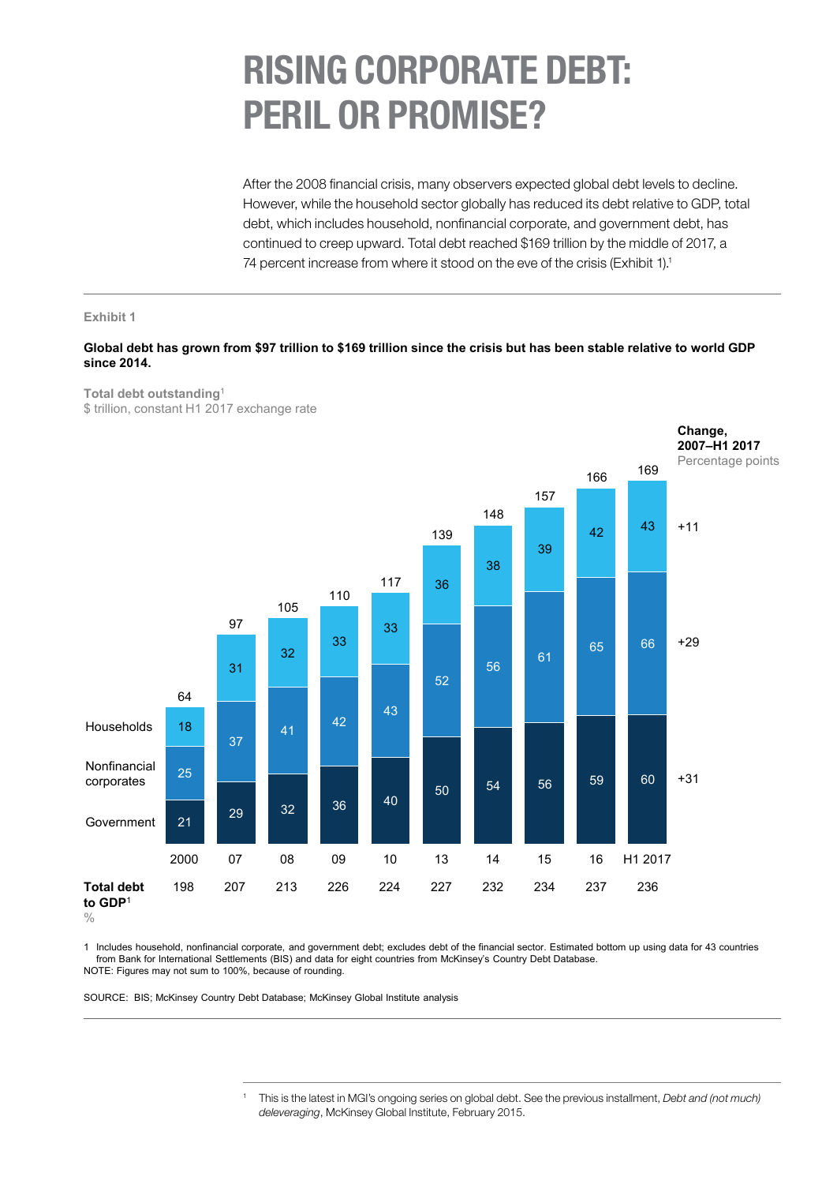# RISING CORPORATE DEBT: PERIL OR PROMISE?

After the 2008 financial crisis, many observers expected global debt levels to decline. However, while the household sector globally has reduced its debt relative to GDP, total debt, which includes household, nonfinancial corporate, and government debt, has continued to creep upward. Total debt reached $169 trillion by the middle of 2017, a 74 percent increase from where it stood on the eve of the crisis (Exhibit 1).[1]

Exhibit 1

**Global debt has grown from $97 trillion to $169 trillion since the crisis but has been stable relative to world GDP since 2014.**

Total debt outstanding[1]
$ trillion, constant H1 2017 exchange rate

| | 2000 | 07 | 08 | 09 | 10 | 13 | 14 | 15 | 16 | H1 2017 | Change, 2007–H1 2017 (Percentage points) |
|---|---|---|---|---|---|---|---|---|---|---|---|
| Households | 18 | 31 | 32 | 33 | 33 | 36 | 38 | 39 | 42 | 43 | +11 |
| Nonfinancial corporates | 25 | 37 | 41 | 42 | 43 | 52 | 56 | 61 | 65 | 66 | +29 |
| Government | 21 | 29 | 32 | 36 | 40 | 50 | 54 | 56 | 59 | 60 | +31 |
| Total | 64 | 97 | 105 | 110 | 117 | 139 | 148 | 157 | 166 | 169 | |
| Total debt to GDP[1] % | 198 | 207 | 213 | 226 | 224 | 227 | 232 | 234 | 237 | 236 | |

1 Includes household, nonfinancial corporate, and government debt; excludes debt of the financial sector. Estimated bottom up using data for 43 countries from Bank for International Settlements (BIS) and data for eight countries from McKinsey's Country Debt Database.
NOTE: Figures may not sum to 100%, because of rounding.

SOURCE: BIS; McKinsey Country Debt Database; McKinsey Global Institute analysis

[1] This is the latest in MGI's ongoing series on global debt. See the previous installment, *Debt and (not much) deleveraging*, McKinsey Global Institute, February 2015.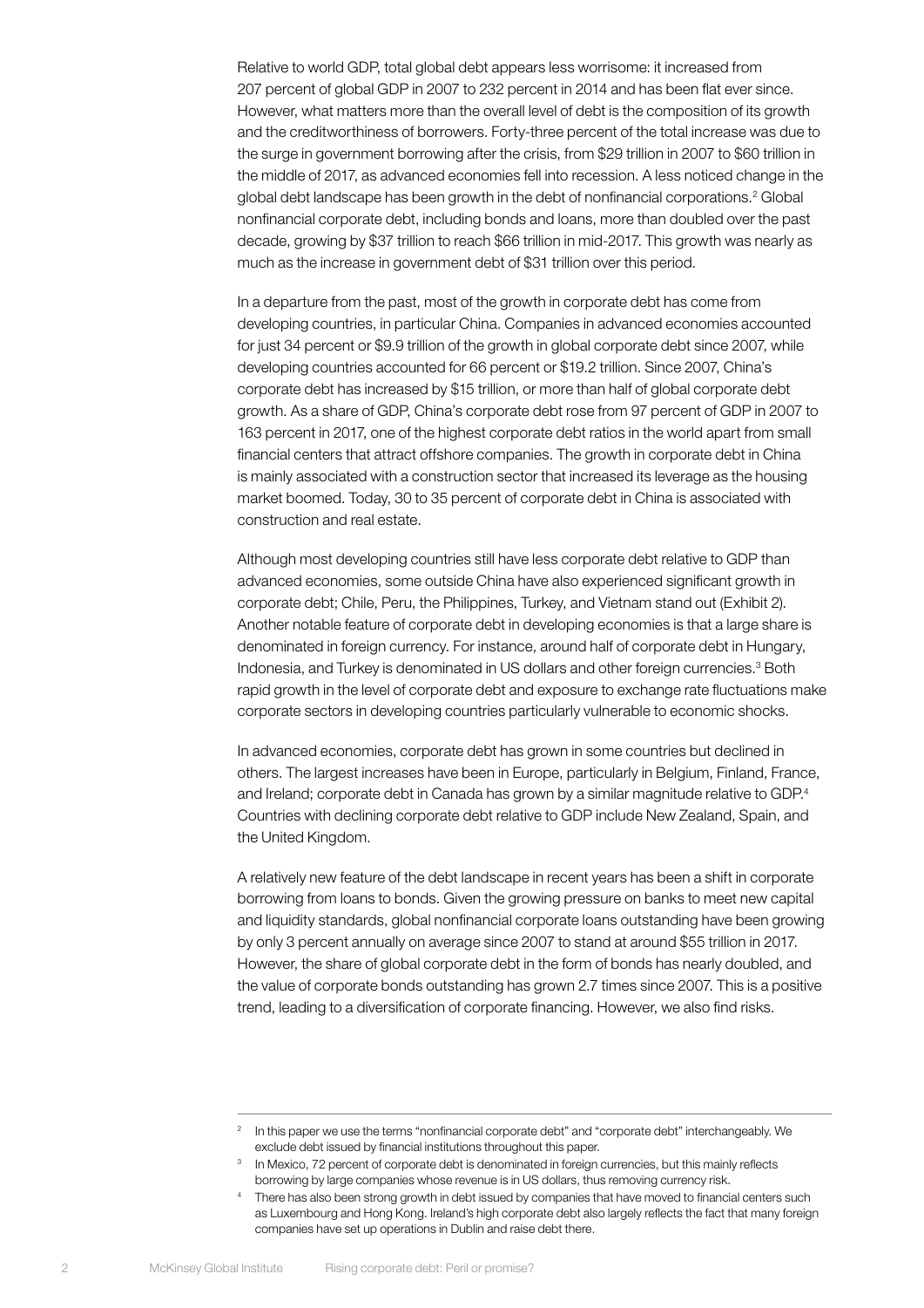Relative to world GDP, total global debt appears less worrisome: it increased from 207 percent of global GDP in 2007 to 232 percent in 2014 and has been flat ever since. However, what matters more than the overall level of debt is the composition of its growth and the creditworthiness of borrowers. Forty-three percent of the total increase was due to the surge in government borrowing after the crisis, from $29 trillion in 2007 to $60 trillion in the middle of 2017, as advanced economies fell into recession. A less noticed change in the global debt landscape has been growth in the debt of nonfinancial corporations.[2] Global nonfinancial corporate debt, including bonds and loans, more than doubled over the past decade, growing by $37 trillion to reach $66 trillion in mid-2017. This growth was nearly as much as the increase in government debt of $31 trillion over this period.

In a departure from the past, most of the growth in corporate debt has come from developing countries, in particular China. Companies in advanced economies accounted for just 34 percent or $9.9 trillion of the growth in global corporate debt since 2007, while developing countries accounted for 66 percent or $19.2 trillion. Since 2007, China's corporate debt has increased by $15 trillion, or more than half of global corporate debt growth. As a share of GDP, China's corporate debt rose from 97 percent of GDP in 2007 to 163 percent in 2017, one of the highest corporate debt ratios in the world apart from small financial centers that attract offshore companies. The growth in corporate debt in China is mainly associated with a construction sector that increased its leverage as the housing market boomed. Today, 30 to 35 percent of corporate debt in China is associated with construction and real estate.

Although most developing countries still have less corporate debt relative to GDP than advanced economies, some outside China have also experienced significant growth in corporate debt; Chile, Peru, the Philippines, Turkey, and Vietnam stand out (Exhibit 2). Another notable feature of corporate debt in developing economies is that a large share is denominated in foreign currency. For instance, around half of corporate debt in Hungary, Indonesia, and Turkey is denominated in US dollars and other foreign currencies.[3] Both rapid growth in the level of corporate debt and exposure to exchange rate fluctuations make corporate sectors in developing countries particularly vulnerable to economic shocks.

In advanced economies, corporate debt has grown in some countries but declined in others. The largest increases have been in Europe, particularly in Belgium, Finland, France, and Ireland; corporate debt in Canada has grown by a similar magnitude relative to GDP.[4] Countries with declining corporate debt relative to GDP include New Zealand, Spain, and the United Kingdom.

A relatively new feature of the debt landscape in recent years has been a shift in corporate borrowing from loans to bonds. Given the growing pressure on banks to meet new capital and liquidity standards, global nonfinancial corporate loans outstanding have been growing by only 3 percent annually on average since 2007 to stand at around $55 trillion in 2017. However, the share of global corporate debt in the form of bonds has nearly doubled, and the value of corporate bonds outstanding has grown 2.7 times since 2007. This is a positive trend, leading to a diversification of corporate financing. However, we also find risks.

---

[2] In this paper we use the terms "nonfinancial corporate debt" and "corporate debt" interchangeably. We exclude debt issued by financial institutions throughout this paper.

[3] In Mexico, 72 percent of corporate debt is denominated in foreign currencies, but this mainly reflects borrowing by large companies whose revenue is in US dollars, thus removing currency risk.

[4] There has also been strong growth in debt issued by companies that have moved to financial centers such as Luxembourg and Hong Kong. Ireland's high corporate debt also largely reflects the fact that many foreign companies have set up operations in Dublin and raise debt there.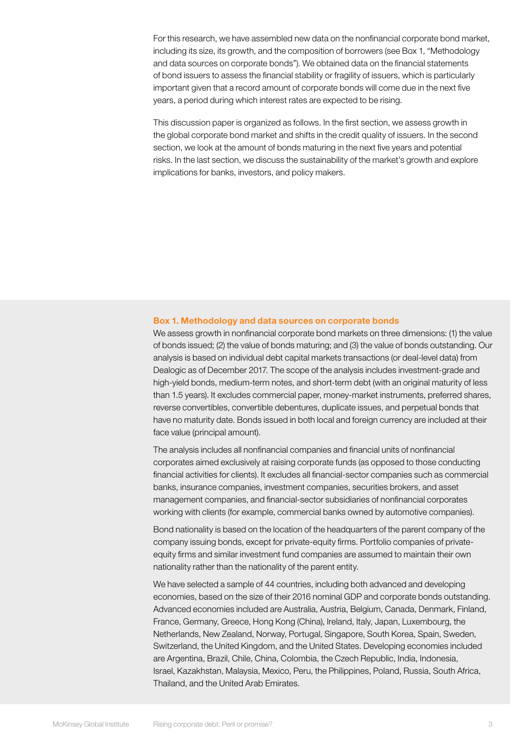For this research, we have assembled new data on the nonfinancial corporate bond market, including its size, its growth, and the composition of borrowers (see Box 1, "Methodology and data sources on corporate bonds"). We obtained data on the financial statements of bond issuers to assess the financial stability or fragility of issuers, which is particularly important given that a record amount of corporate bonds will come due in the next five years, a period during which interest rates are expected to be rising.

This discussion paper is organized as follows. In the first section, we assess growth in the global corporate bond market and shifts in the credit quality of issuers. In the second section, we look at the amount of bonds maturing in the next five years and potential risks. In the last section, we discuss the sustainability of the market's growth and explore implications for banks, investors, and policy makers.

### Box 1. Methodology and data sources on corporate bonds

We assess growth in nonfinancial corporate bond markets on three dimensions: (1) the value of bonds issued; (2) the value of bonds maturing; and (3) the value of bonds outstanding. Our analysis is based on individual debt capital markets transactions (or deal-level data) from Dealogic as of December 2017. The scope of the analysis includes investment-grade and high-yield bonds, medium-term notes, and short-term debt (with an original maturity of less than 1.5 years). It excludes commercial paper, money-market instruments, preferred shares, reverse convertibles, convertible debentures, duplicate issues, and perpetual bonds that have no maturity date. Bonds issued in both local and foreign currency are included at their face value (principal amount).

The analysis includes all nonfinancial companies and financial units of nonfinancial corporates aimed exclusively at raising corporate funds (as opposed to those conducting financial activities for clients). It excludes all financial-sector companies such as commercial banks, insurance companies, investment companies, securities brokers, and asset management companies, and financial-sector subsidiaries of nonfinancial corporates working with clients (for example, commercial banks owned by automotive companies).

Bond nationality is based on the location of the headquarters of the parent company of the company issuing bonds, except for private-equity firms. Portfolio companies of private-equity firms and similar investment fund companies are assumed to maintain their own nationality rather than the nationality of the parent entity.

We have selected a sample of 44 countries, including both advanced and developing economies, based on the size of their 2016 nominal GDP and corporate bonds outstanding. Advanced economies included are Australia, Austria, Belgium, Canada, Denmark, Finland, France, Germany, Greece, Hong Kong (China), Ireland, Italy, Japan, Luxembourg, the Netherlands, New Zealand, Norway, Portugal, Singapore, South Korea, Spain, Sweden, Switzerland, the United Kingdom, and the United States. Developing economies included are Argentina, Brazil, Chile, China, Colombia, the Czech Republic, India, Indonesia, Israel, Kazakhstan, Malaysia, Mexico, Peru, the Philippines, Poland, Russia, South Africa, Thailand, and the United Arab Emirates.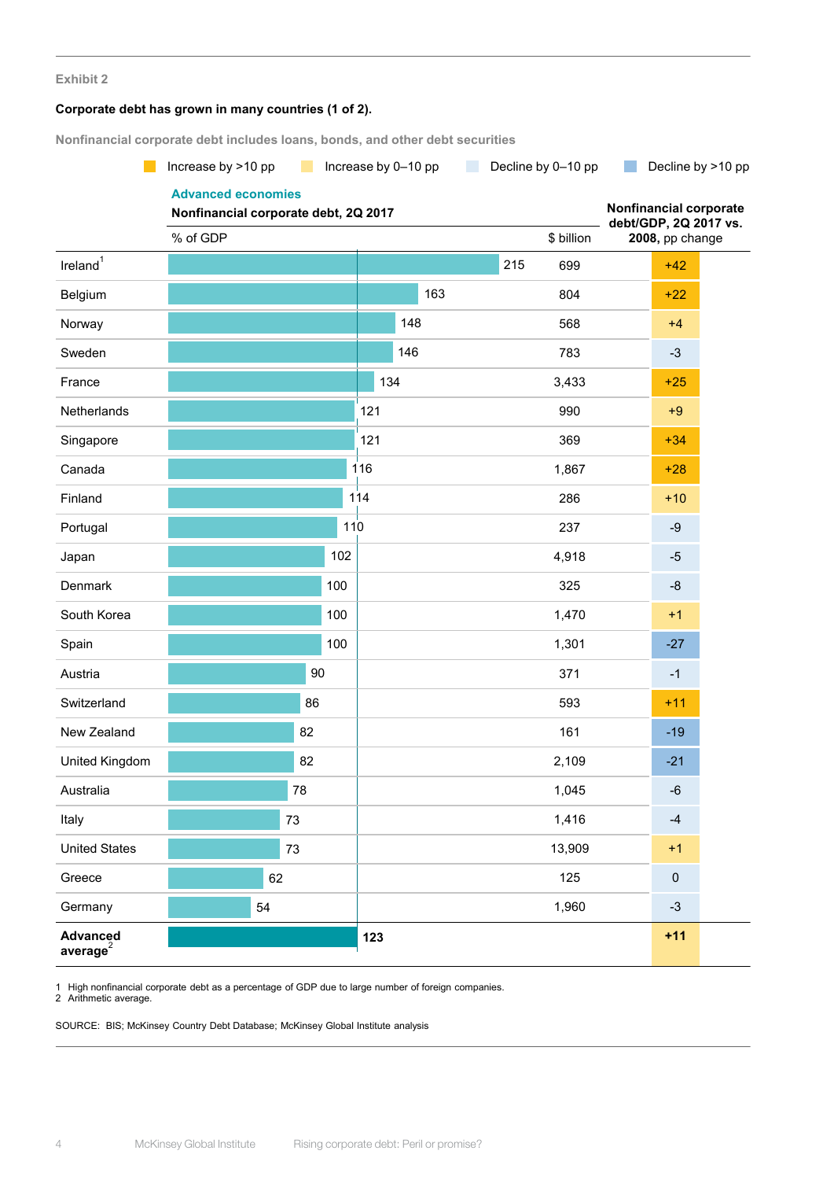Exhibit 2

**Corporate debt has grown in many countries (1 of 2).**

Nonfinancial corporate debt includes loans, bonds, and other debt securities

Legend: Increase by >10 pp | Increase by 0–10 pp | Decline by 0–10 pp | Decline by >10 pp

**Advanced economies**

| | Nonfinancial corporate debt, 2Q 2017 | | Nonfinancial corporate debt/GDP, 2Q 2017 vs. 2008, pp change |
|---|---|---|---|
| | % of GDP | $ billion | |
| Ireland[1] | 215 | 699 | +42 |
| Belgium | 163 | 804 | +22 |
| Norway | 148 | 568 | +4 |
| Sweden | 146 | 783 | -3 |
| France | 134 | 3,433 | +25 |
| Netherlands | 121 | 990 | +9 |
| Singapore | 121 | 369 | +34 |
| Canada | 116 | 1,867 | +28 |
| Finland | 114 | 286 | +10 |
| Portugal | 110 | 237 | -9 |
| Japan | 102 | 4,918 | -5 |
| Denmark | 100 | 325 | -8 |
| South Korea | 100 | 1,470 | +1 |
| Spain | 100 | 1,301 | -27 |
| Austria | 90 | 371 | -1 |
| Switzerland | 86 | 593 | +11 |
| New Zealand | 82 | 161 | -19 |
| United Kingdom | 82 | 2,109 | -21 |
| Australia | 78 | 1,045 | -6 |
| Italy | 73 | 1,416 | -4 |
| United States | 73 | 13,909 | +1 |
| Greece | 62 | 125 | 0 |
| Germany | 54 | 1,960 | -3 |
| **Advanced average[2]** | **123** | | **+11** |

1 High nonfinancial corporate debt as a percentage of GDP due to large number of foreign companies.
2 Arithmetic average.

SOURCE: BIS; McKinsey Country Debt Database; McKinsey Global Institute analysis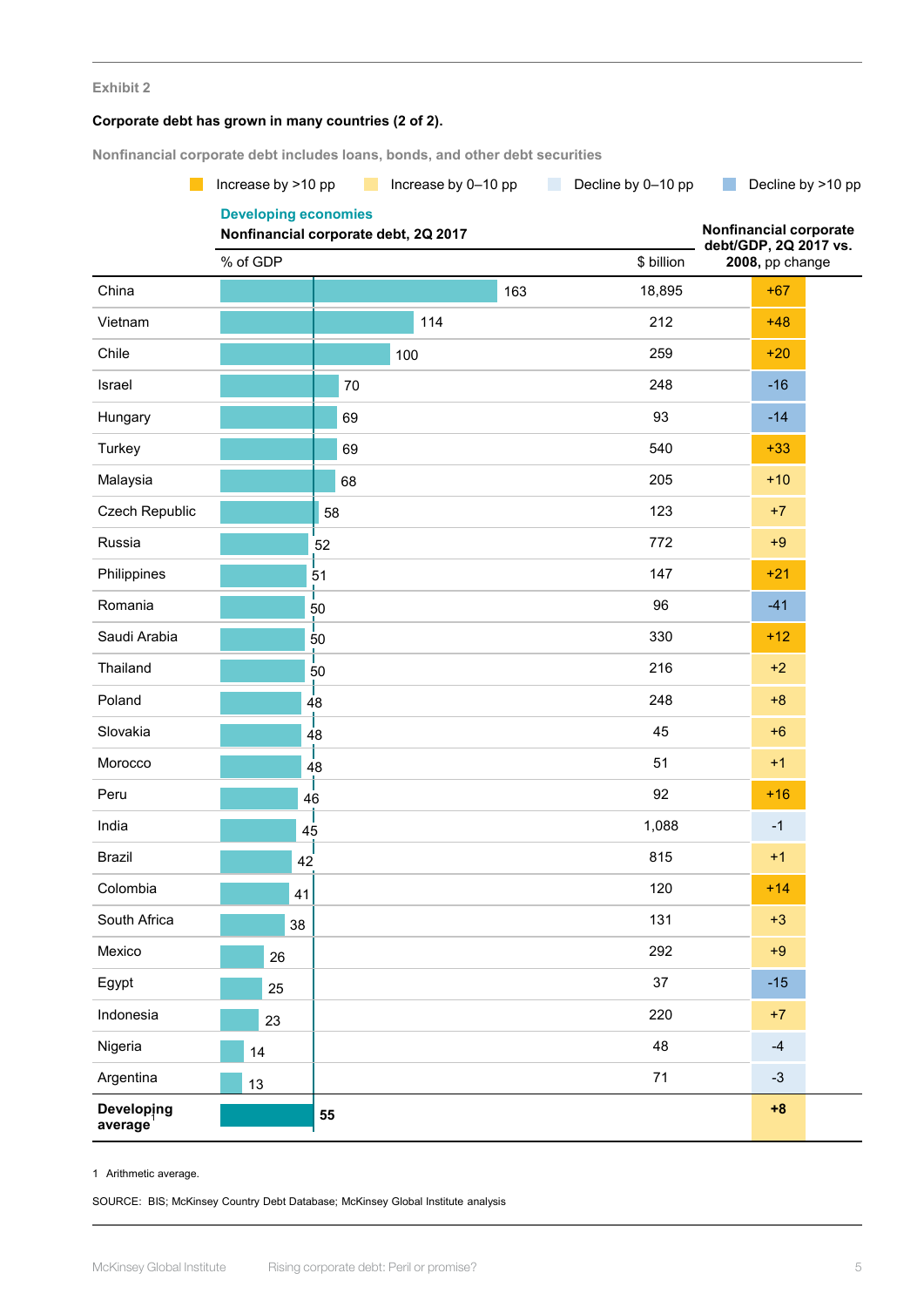Exhibit 2

**Corporate debt has grown in many countries (2 of 2).**

Nonfinancial corporate debt includes loans, bonds, and other debt securities

Legend: Increase by >10 pp | Increase by 0–10 pp | Decline by 0–10 pp | Decline by >10 pp

**Developing economies**

| | Nonfinancial corporate debt, 2Q 2017 % of GDP | $ billion | Nonfinancial corporate debt/GDP, 2Q 2017 vs. 2008, pp change |
|---|---|---|---|
| China | 163 | 18,895 | +67 |
| Vietnam | 114 | 212 | +48 |
| Chile | 100 | 259 | +20 |
| Israel | 70 | 248 | -16 |
| Hungary | 69 | 93 | -14 |
| Turkey | 69 | 540 | +33 |
| Malaysia | 68 | 205 | +10 |
| Czech Republic | 58 | 123 | +7 |
| Russia | 52 | 772 | +9 |
| Philippines | 51 | 147 | +21 |
| Romania | 50 | 96 | -41 |
| Saudi Arabia | 50 | 330 | +12 |
| Thailand | 50 | 216 | +2 |
| Poland | 48 | 248 | +8 |
| Slovakia | 48 | 45 | +6 |
| Morocco | 48 | 51 | +1 |
| Peru | 46 | 92 | +16 |
| India | 45 | 1,088 | -1 |
| Brazil | 42 | 815 | +1 |
| Colombia | 41 | 120 | +14 |
| South Africa | 38 | 131 | +3 |
| Mexico | 26 | 292 | +9 |
| Egypt | 25 | 37 | -15 |
| Indonesia | 23 | 220 | +7 |
| Nigeria | 14 | 48 | -4 |
| Argentina | 13 | 71 | -3 |
| **Developing average**[1] | **55** | | **+8** |

1 Arithmetic average.

SOURCE: BIS; McKinsey Country Debt Database; McKinsey Global Institute analysis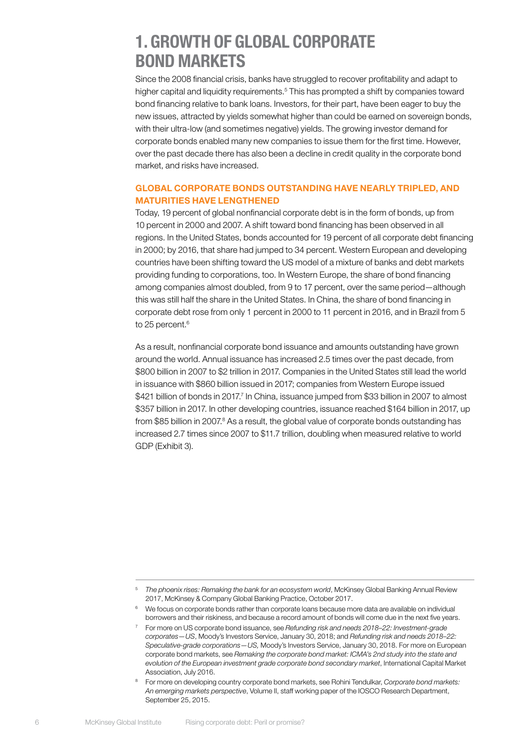# 1. GROWTH OF GLOBAL CORPORATE BOND MARKETS

Since the 2008 financial crisis, banks have struggled to recover profitability and adapt to higher capital and liquidity requirements.[5] This has prompted a shift by companies toward bond financing relative to bank loans. Investors, for their part, have been eager to buy the new issues, attracted by yields somewhat higher than could be earned on sovereign bonds, with their ultra-low (and sometimes negative) yields. The growing investor demand for corporate bonds enabled many new companies to issue them for the first time. However, over the past decade there has also been a decline in credit quality in the corporate bond market, and risks have increased.

## GLOBAL CORPORATE BONDS OUTSTANDING HAVE NEARLY TRIPLED, AND MATURITIES HAVE LENGTHENED

Today, 19 percent of global nonfinancial corporate debt is in the form of bonds, up from 10 percent in 2000 and 2007. A shift toward bond financing has been observed in all regions. In the United States, bonds accounted for 19 percent of all corporate debt financing in 2000; by 2016, that share had jumped to 34 percent. Western European and developing countries have been shifting toward the US model of a mixture of banks and debt markets providing funding to corporations, too. In Western Europe, the share of bond financing among companies almost doubled, from 9 to 17 percent, over the same period—although this was still half the share in the United States. In China, the share of bond financing in corporate debt rose from only 1 percent in 2000 to 11 percent in 2016, and in Brazil from 5 to 25 percent.[6]

As a result, nonfinancial corporate bond issuance and amounts outstanding have grown around the world. Annual issuance has increased 2.5 times over the past decade, from $800 billion in 2007 to $2 trillion in 2017. Companies in the United States still lead the world in issuance with $860 billion issued in 2017; companies from Western Europe issued $421 billion of bonds in 2017.[7] In China, issuance jumped from $33 billion in 2007 to almost $357 billion in 2017. In other developing countries, issuance reached $164 billion in 2017, up from $85 billion in 2007.[8] As a result, the global value of corporate bonds outstanding has increased 2.7 times since 2007 to $11.7 trillion, doubling when measured relative to world GDP (Exhibit 3).

---

[5] *The phoenix rises: Remaking the bank for an ecosystem world*, McKinsey Global Banking Annual Review 2017, McKinsey & Company Global Banking Practice, October 2017.

[6] We focus on corporate bonds rather than corporate loans because more data are available on individual borrowers and their riskiness, and because a record amount of bonds will come due in the next five years.

[7] For more on US corporate bond issuance, see *Refunding risk and needs 2018–22: Investment-grade corporates—US*, Moody's Investors Service, January 30, 2018; and *Refunding risk and needs 2018–22: Speculative-grade corporations—US,* Moody's Investors Service, January 30, 2018. For more on European corporate bond markets, see *Remaking the corporate bond market: ICMA's 2nd study into the state and evolution of the European investment grade corporate bond secondary market*, International Capital Market Association, July 2016.

[8] For more on developing country corporate bond markets, see Rohini Tendulkar, *Corporate bond markets: An emerging markets perspective*, Volume II, staff working paper of the IOSCO Research Department, September 25, 2015.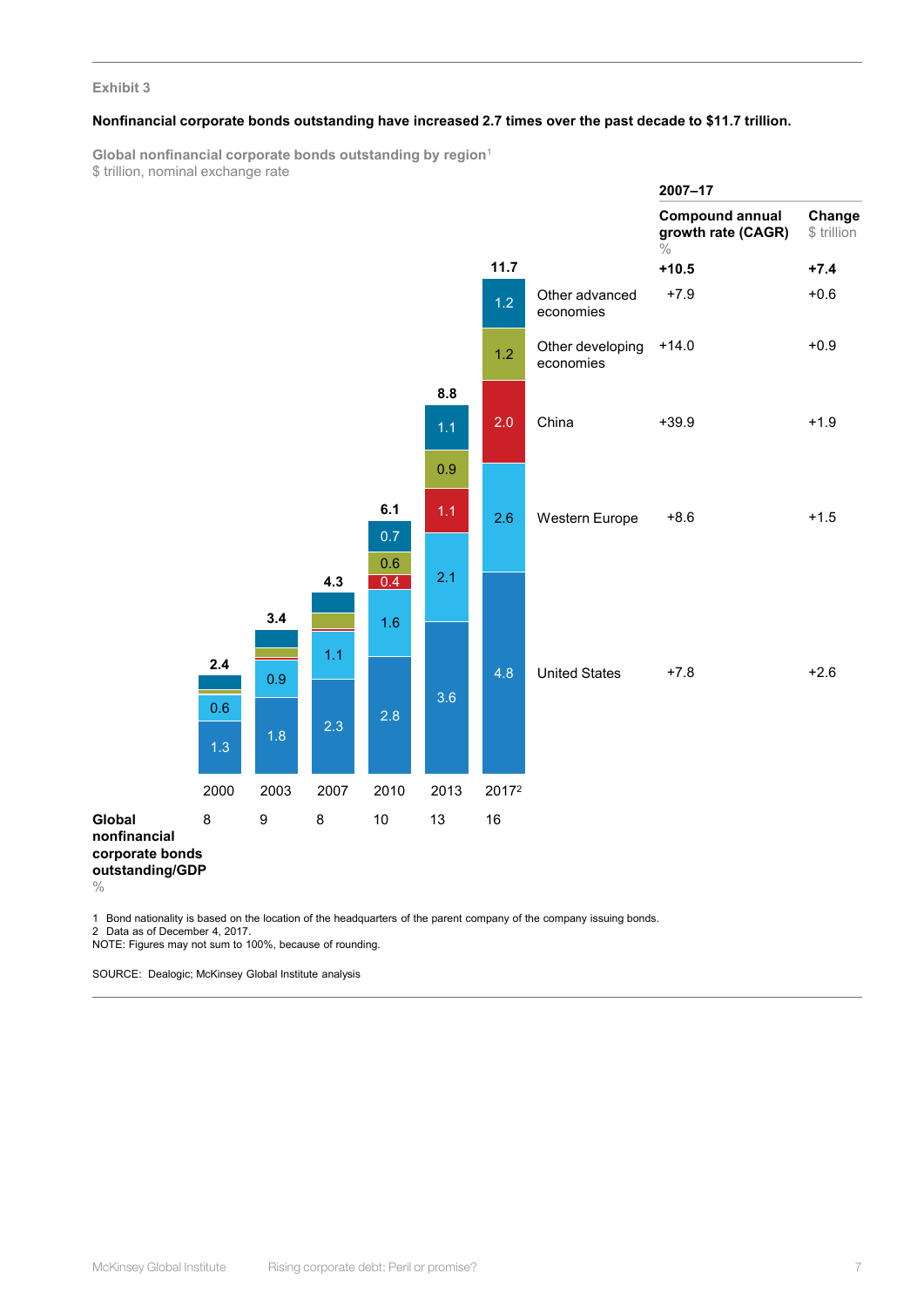Exhibit 3

**Nonfinancial corporate bonds outstanding have increased 2.7 times over the past decade to $11.7 trillion.**

Global nonfinancial corporate bonds outstanding by region[1]
$ trillion, nominal exchange rate

| Region | 2000 | 2003 | 2007 | 2010 | 2013 | 2017[2] | 2007–17 Compound annual growth rate (CAGR) % | 2007–17 Change $ trillion |
|---|---|---|---|---|---|---|---|---|
| Other advanced economies | | | | 0.7 | 1.1 | 1.2 | +7.9 | +0.6 |
| Other developing economies | | | | 0.6 | 0.9 | 1.2 | +14.0 | +0.9 |
| China | | | | 0.4 | 1.1 | 2.0 | +39.9 | +1.9 |
| Western Europe | 0.6 | 0.9 | 1.1 | 1.6 | 2.1 | 2.6 | +8.6 | +1.5 |
| United States | 1.3 | 1.8 | 2.3 | 2.8 | 3.6 | 4.8 | +7.8 | +2.6 |
| **Total** | **2.4** | **3.4** | **4.3** | **6.1** | **8.8** | **11.7** | **+10.5** | **+7.4** |
| **Global nonfinancial corporate bonds outstanding/GDP** % | 8 | 9 | 8 | 10 | 13 | 16 | | |

1 Bond nationality is based on the location of the headquarters of the parent company of the company issuing bonds.
2 Data as of December 4, 2017.
NOTE: Figures may not sum to 100%, because of rounding.

SOURCE: Dealogic; McKinsey Global Institute analysis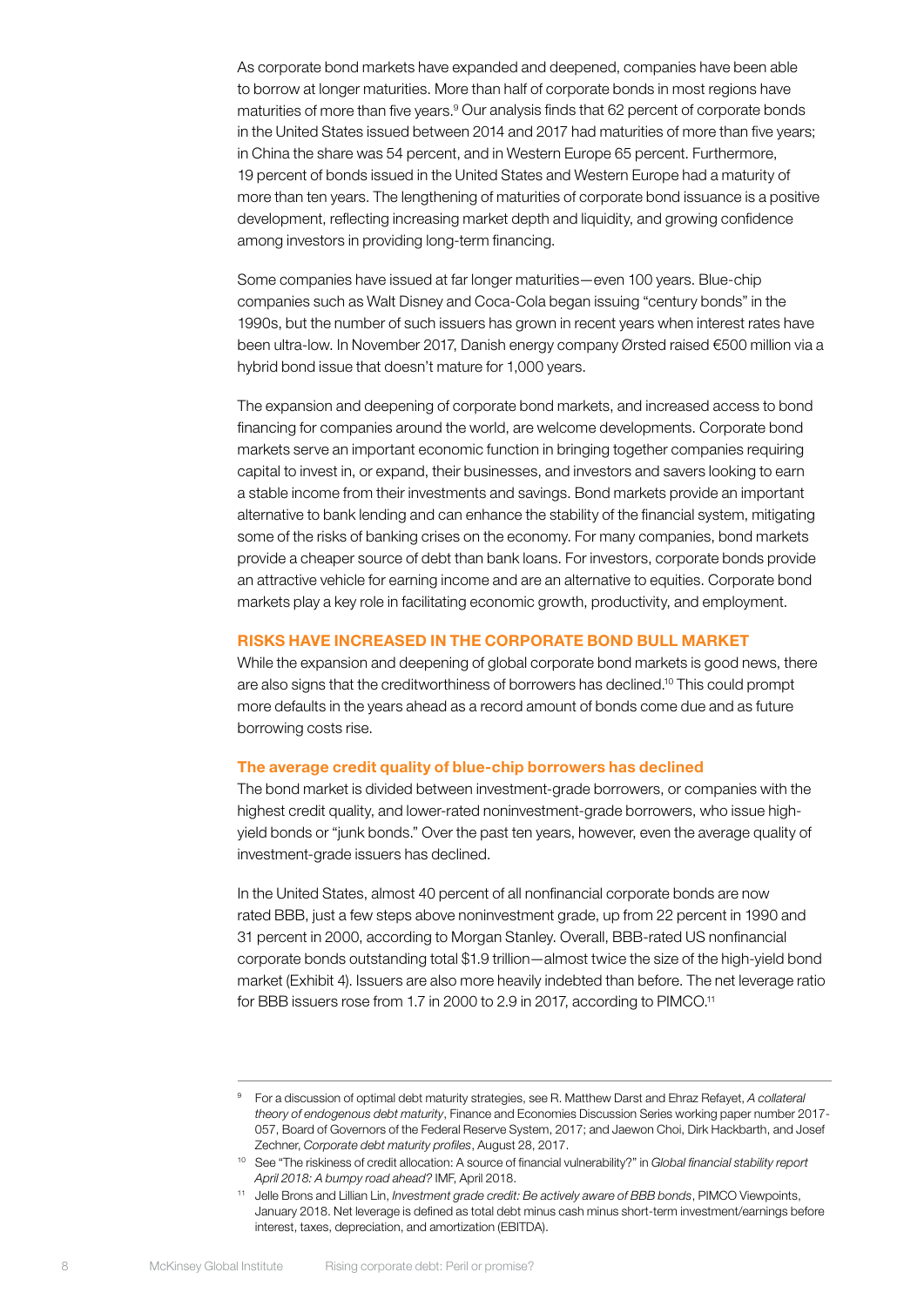As corporate bond markets have expanded and deepened, companies have been able to borrow at longer maturities. More than half of corporate bonds in most regions have maturities of more than five years.[9] Our analysis finds that 62 percent of corporate bonds in the United States issued between 2014 and 2017 had maturities of more than five years; in China the share was 54 percent, and in Western Europe 65 percent. Furthermore, 19 percent of bonds issued in the United States and Western Europe had a maturity of more than ten years. The lengthening of maturities of corporate bond issuance is a positive development, reflecting increasing market depth and liquidity, and growing confidence among investors in providing long-term financing.

Some companies have issued at far longer maturities—even 100 years. Blue-chip companies such as Walt Disney and Coca-Cola began issuing "century bonds" in the 1990s, but the number of such issuers has grown in recent years when interest rates have been ultra-low. In November 2017, Danish energy company Ørsted raised €500 million via a hybrid bond issue that doesn't mature for 1,000 years.

The expansion and deepening of corporate bond markets, and increased access to bond financing for companies around the world, are welcome developments. Corporate bond markets serve an important economic function in bringing together companies requiring capital to invest in, or expand, their businesses, and investors and savers looking to earn a stable income from their investments and savings. Bond markets provide an important alternative to bank lending and can enhance the stability of the financial system, mitigating some of the risks of banking crises on the economy. For many companies, bond markets provide a cheaper source of debt than bank loans. For investors, corporate bonds provide an attractive vehicle for earning income and are an alternative to equities. Corporate bond markets play a key role in facilitating economic growth, productivity, and employment.

## RISKS HAVE INCREASED IN THE CORPORATE BOND BULL MARKET

While the expansion and deepening of global corporate bond markets is good news, there are also signs that the creditworthiness of borrowers has declined.[10] This could prompt more defaults in the years ahead as a record amount of bonds come due and as future borrowing costs rise.

### The average credit quality of blue-chip borrowers has declined

The bond market is divided between investment-grade borrowers, or companies with the highest credit quality, and lower-rated noninvestment-grade borrowers, who issue high-yield bonds or "junk bonds." Over the past ten years, however, even the average quality of investment-grade issuers has declined.

In the United States, almost 40 percent of all nonfinancial corporate bonds are now rated BBB, just a few steps above noninvestment grade, up from 22 percent in 1990 and 31 percent in 2000, according to Morgan Stanley. Overall, BBB-rated US nonfinancial corporate bonds outstanding total $1.9 trillion—almost twice the size of the high-yield bond market (Exhibit 4). Issuers are also more heavily indebted than before. The net leverage ratio for BBB issuers rose from 1.7 in 2000 to 2.9 in 2017, according to PIMCO.[11]

---

[9] For a discussion of optimal debt maturity strategies, see R. Matthew Darst and Ehraz Refayet, *A collateral theory of endogenous debt maturity*, Finance and Economies Discussion Series working paper number 2017-057, Board of Governors of the Federal Reserve System, 2017; and Jaewon Choi, Dirk Hackbarth, and Josef Zechner, *Corporate debt maturity profiles*, August 28, 2017.

[10] See "The riskiness of credit allocation: A source of financial vulnerability?" in *Global financial stability report April 2018: A bumpy road ahead?* IMF, April 2018.

[11] Jelle Brons and Lillian Lin, *Investment grade credit: Be actively aware of BBB bonds*, PIMCO Viewpoints, January 2018. Net leverage is defined as total debt minus cash minus short-term investment/earnings before interest, taxes, depreciation, and amortization (EBITDA).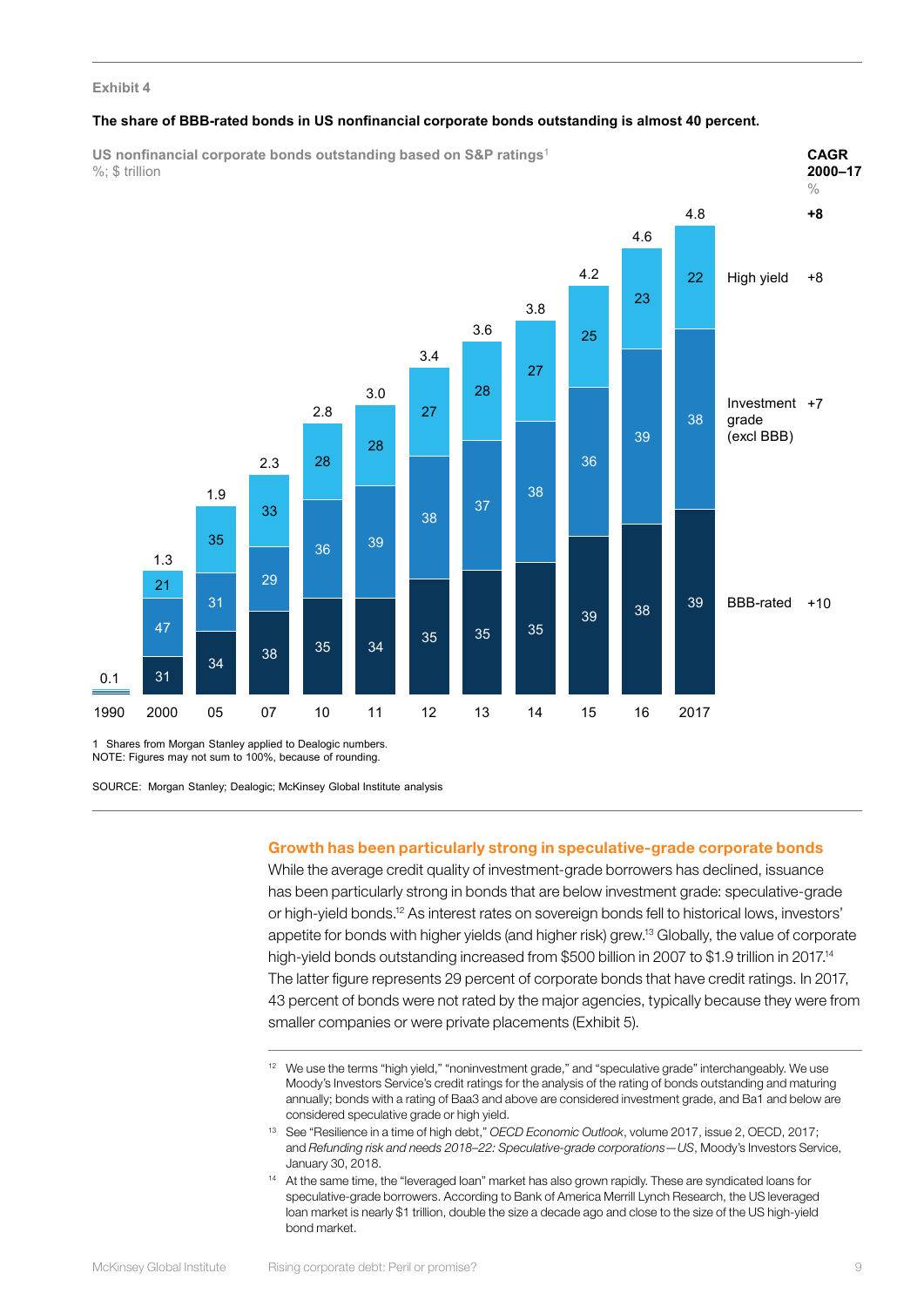Exhibit 4

**The share of BBB-rated bonds in US nonfinancial corporate bonds outstanding is almost 40 percent.**

US nonfinancial corporate bonds outstanding based on S&P ratings[1]

%; $ trillion

| | 1990 | 2000 | 05 | 07 | 10 | 11 | 12 | 13 | 14 | 15 | 16 | 2017 | CAGR 2000–17 % |
|---|---|---|---|---|---|---|---|---|---|---|---|---|---|
| Total ($ trillion) | 0.1 | 1.3 | 1.9 | 2.3 | 2.8 | 3.0 | 3.4 | 3.6 | 3.8 | 4.2 | 4.6 | 4.8 | +8 |
| High yield | | 21 | 35 | 33 | 28 | 28 | 27 | 28 | 27 | 25 | 23 | 22 | +8 |
| Investment grade (excl BBB) | | 47 | 31 | 29 | 36 | 39 | 38 | 37 | 38 | 36 | 39 | 38 | +7 |
| BBB-rated | | 31 | 34 | 38 | 35 | 34 | 35 | 35 | 35 | 39 | 38 | 39 | +10 |

1 Shares from Morgan Stanley applied to Dealogic numbers.
NOTE: Figures may not sum to 100%, because of rounding.

SOURCE: Morgan Stanley; Dealogic; McKinsey Global Institute analysis

## Growth has been particularly strong in speculative-grade corporate bonds

While the average credit quality of investment-grade borrowers has declined, issuance has been particularly strong in bonds that are below investment grade: speculative-grade or high-yield bonds.[12] As interest rates on sovereign bonds fell to historical lows, investors' appetite for bonds with higher yields (and higher risk) grew.[13] Globally, the value of corporate high-yield bonds outstanding increased from $500 billion in 2007 to $1.9 trillion in 2017.[14] The latter figure represents 29 percent of corporate bonds that have credit ratings. In 2017, 43 percent of bonds were not rated by the major agencies, typically because they were from smaller companies or were private placements (Exhibit 5).

[12] We use the terms "high yield," "noninvestment grade," and "speculative grade" interchangeably. We use Moody's Investors Service's credit ratings for the analysis of the rating of bonds outstanding and maturing annually; bonds with a rating of Baa3 and above are considered investment grade, and Ba1 and below are considered speculative grade or high yield.

[13] See "Resilience in a time of high debt," *OECD Economic Outlook*, volume 2017, issue 2, OECD, 2017; and *Refunding risk and needs 2018–22: Speculative-grade corporations—US*, Moody's Investors Service, January 30, 2018.

[14] At the same time, the "leveraged loan" market has also grown rapidly. These are syndicated loans for speculative-grade borrowers. According to Bank of America Merrill Lynch Research, the US leveraged loan market is nearly $1 trillion, double the size a decade ago and close to the size of the US high-yield bond market.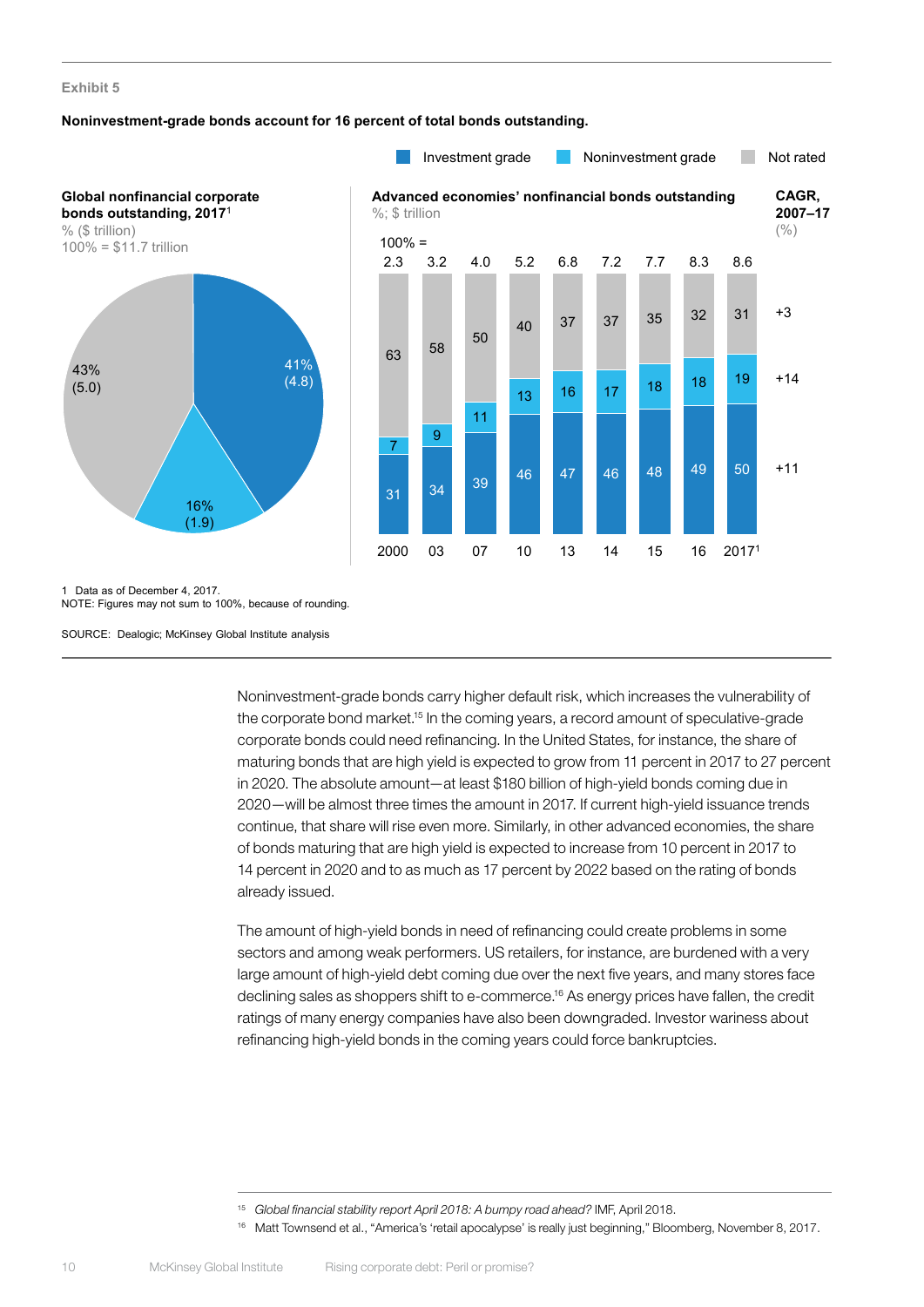Exhibit 5

**Noninvestment-grade bonds account for 16 percent of total bonds outstanding.**

Investment grade | Noninvestment grade | Not rated

**Global nonfinancial corporate bonds outstanding, 2017**[1]
% ($ trillion)
100% = $11.7 trillion

| Category | % ($ trillion) |
|---|---|
| Investment grade | 41% (4.8) |
| Noninvestment grade | 16% (1.9) |
| Not rated | 43% (5.0) |

**Advanced economies' nonfinancial bonds outstanding**
%; $ trillion

| | 2000 | 03 | 07 | 10 | 13 | 14 | 15 | 16 | 2017[1] | CAGR, 2007–17 (%) |
|---|---|---|---|---|---|---|---|---|---|---|
| 100% = | 2.3 | 3.2 | 4.0 | 5.2 | 6.8 | 7.2 | 7.7 | 8.3 | 8.6 | |
| Not rated | 63 | 58 | 50 | 40 | 37 | 37 | 35 | 32 | 31 | +3 |
| Noninvestment grade | 7 | 9 | 11 | 13 | 16 | 17 | 18 | 18 | 19 | +14 |
| Investment grade | 31 | 34 | 39 | 46 | 47 | 46 | 48 | 49 | 50 | +11 |

1 Data as of December 4, 2017.
NOTE: Figures may not sum to 100%, because of rounding.

SOURCE: Dealogic; McKinsey Global Institute analysis

Noninvestment-grade bonds carry higher default risk, which increases the vulnerability of the corporate bond market.[15] In the coming years, a record amount of speculative-grade corporate bonds could need refinancing. In the United States, for instance, the share of maturing bonds that are high yield is expected to grow from 11 percent in 2017 to 27 percent in 2020. The absolute amount—at least $180 billion of high-yield bonds coming due in 2020—will be almost three times the amount in 2017. If current high-yield issuance trends continue, that share will rise even more. Similarly, in other advanced economies, the share of bonds maturing that are high yield is expected to increase from 10 percent in 2017 to 14 percent in 2020 and to as much as 17 percent by 2022 based on the rating of bonds already issued.

The amount of high-yield bonds in need of refinancing could create problems in some sectors and among weak performers. US retailers, for instance, are burdened with a very large amount of high-yield debt coming due over the next five years, and many stores face declining sales as shoppers shift to e-commerce.[16] As energy prices have fallen, the credit ratings of many energy companies have also been downgraded. Investor wariness about refinancing high-yield bonds in the coming years could force bankruptcies.

[15] *Global financial stability report April 2018: A bumpy road ahead?* IMF, April 2018.

[16] Matt Townsend et al., "America's 'retail apocalypse' is really just beginning," Bloomberg, November 8, 2017.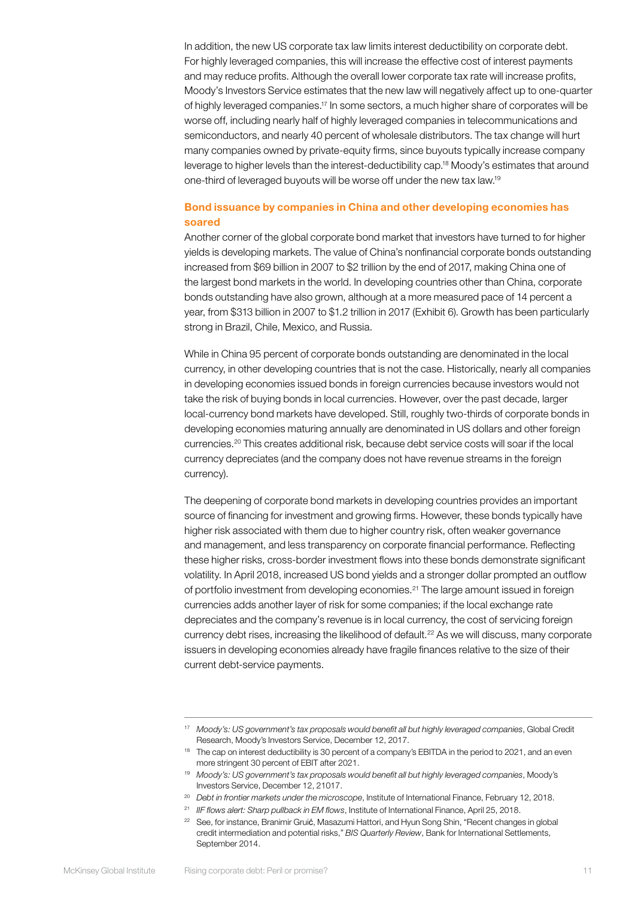In addition, the new US corporate tax law limits interest deductibility on corporate debt. For highly leveraged companies, this will increase the effective cost of interest payments and may reduce profits. Although the overall lower corporate tax rate will increase profits, Moody's Investors Service estimates that the new law will negatively affect up to one-quarter of highly leveraged companies.[17] In some sectors, a much higher share of corporates will be worse off, including nearly half of highly leveraged companies in telecommunications and semiconductors, and nearly 40 percent of wholesale distributors. The tax change will hurt many companies owned by private-equity firms, since buyouts typically increase company leverage to higher levels than the interest-deductibility cap.[18] Moody's estimates that around one-third of leveraged buyouts will be worse off under the new tax law.[19]

### Bond issuance by companies in China and other developing economies has soared

Another corner of the global corporate bond market that investors have turned to for higher yields is developing markets. The value of China's nonfinancial corporate bonds outstanding increased from $69 billion in 2007 to $2 trillion by the end of 2017, making China one of the largest bond markets in the world. In developing countries other than China, corporate bonds outstanding have also grown, although at a more measured pace of 14 percent a year, from $313 billion in 2007 to $1.2 trillion in 2017 (Exhibit 6). Growth has been particularly strong in Brazil, Chile, Mexico, and Russia.

While in China 95 percent of corporate bonds outstanding are denominated in the local currency, in other developing countries that is not the case. Historically, nearly all companies in developing economies issued bonds in foreign currencies because investors would not take the risk of buying bonds in local currencies. However, over the past decade, larger local-currency bond markets have developed. Still, roughly two-thirds of corporate bonds in developing economies maturing annually are denominated in US dollars and other foreign currencies.[20] This creates additional risk, because debt service costs will soar if the local currency depreciates (and the company does not have revenue streams in the foreign currency).

The deepening of corporate bond markets in developing countries provides an important source of financing for investment and growing firms. However, these bonds typically have higher risk associated with them due to higher country risk, often weaker governance and management, and less transparency on corporate financial performance. Reflecting these higher risks, cross-border investment flows into these bonds demonstrate significant volatility. In April 2018, increased US bond yields and a stronger dollar prompted an outflow of portfolio investment from developing economies.[21] The large amount issued in foreign currencies adds another layer of risk for some companies; if the local exchange rate depreciates and the company's revenue is in local currency, the cost of servicing foreign currency debt rises, increasing the likelihood of default.[22] As we will discuss, many corporate issuers in developing economies already have fragile finances relative to the size of their current debt-service payments.

---

[17] *Moody's: US government's tax proposals would benefit all but highly leveraged companies*, Global Credit Research, Moody's Investors Service, December 12, 2017.

[18] The cap on interest deductibility is 30 percent of a company's EBITDA in the period to 2021, and an even more stringent 30 percent of EBIT after 2021.

[19] *Moody's: US government's tax proposals would benefit all but highly leveraged companies*, Moody's Investors Service, December 12, 21017.

[20] *Debt in frontier markets under the microscope*, Institute of International Finance, February 12, 2018.

[21] *IIF flows alert: Sharp pullback in EM flows*, Institute of International Finance, April 25, 2018.

[22] See, for instance, Branimir Gruić, Masazumi Hattori, and Hyun Song Shin, "Recent changes in global credit intermediation and potential risks," *BIS Quarterly Review*, Bank for International Settlements, September 2014.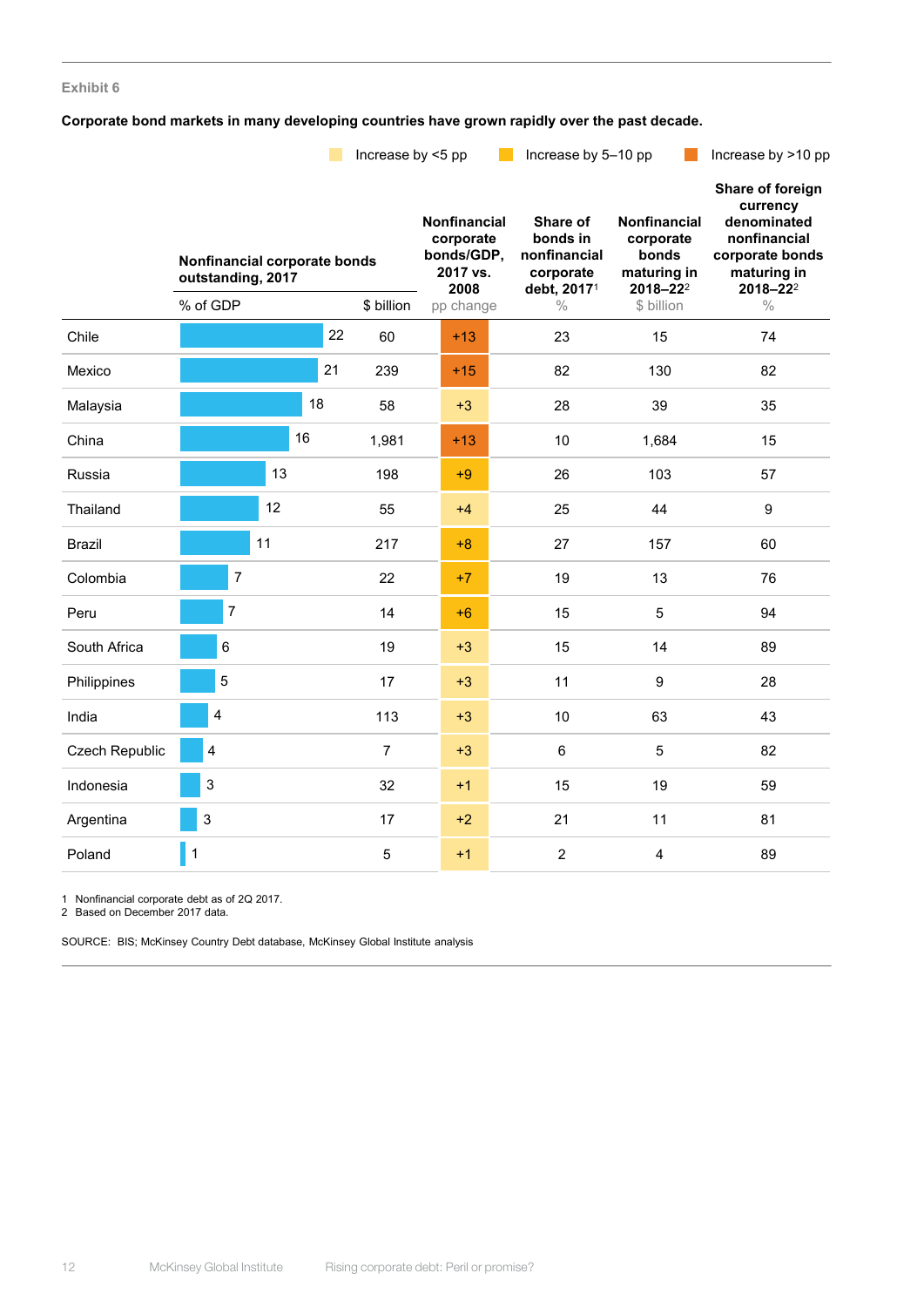Exhibit 6

**Corporate bond markets in many developing countries have grown rapidly over the past decade.**

Increase by <5 pp | Increase by 5–10 pp | Increase by >10 pp

| | Nonfinancial corporate bonds outstanding, 2017 | | Nonfinancial corporate bonds/GDP, 2017 vs. 2008 | Share of bonds in nonfinancial corporate debt, 2017[1] | Nonfinancial corporate bonds maturing in 2018–22[2] | Share of foreign currency denominated nonfinancial corporate bonds maturing in 2018–22[2] |
|---|---|---|---|---|---|---|
| | % of GDP | $ billion | pp change | % | $ billion | % |
| Chile | 22 | 60 | +13 | 23 | 15 | 74 |
| Mexico | 21 | 239 | +15 | 82 | 130 | 82 |
| Malaysia | 18 | 58 | +3 | 28 | 39 | 35 |
| China | 16 | 1,981 | +13 | 10 | 1,684 | 15 |
| Russia | 13 | 198 | +9 | 26 | 103 | 57 |
| Thailand | 12 | 55 | +4 | 25 | 44 | 9 |
| Brazil | 11 | 217 | +8 | 27 | 157 | 60 |
| Colombia | 7 | 22 | +7 | 19 | 13 | 76 |
| Peru | 7 | 14 | +6 | 15 | 5 | 94 |
| South Africa | 6 | 19 | +3 | 15 | 14 | 89 |
| Philippines | 5 | 17 | +3 | 11 | 9 | 28 |
| India | 4 | 113 | +3 | 10 | 63 | 43 |
| Czech Republic | 4 | 7 | +3 | 6 | 5 | 82 |
| Indonesia | 3 | 32 | +1 | 15 | 19 | 59 |
| Argentina | 3 | 17 | +2 | 21 | 11 | 81 |
| Poland | 1 | 5 | +1 | 2 | 4 | 89 |

1 Nonfinancial corporate debt as of 2Q 2017.
2 Based on December 2017 data.

SOURCE: BIS; McKinsey Country Debt database, McKinsey Global Institute analysis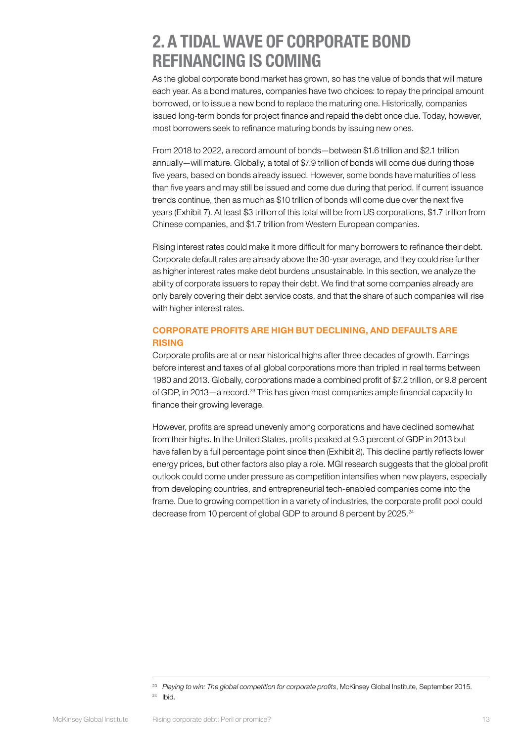# 2. A TIDAL WAVE OF CORPORATE BOND REFINANCING IS COMING

As the global corporate bond market has grown, so has the value of bonds that will mature each year. As a bond matures, companies have two choices: to repay the principal amount borrowed, or to issue a new bond to replace the maturing one. Historically, companies issued long-term bonds for project finance and repaid the debt once due. Today, however, most borrowers seek to refinance maturing bonds by issuing new ones.

From 2018 to 2022, a record amount of bonds—between $1.6 trillion and $2.1 trillion annually—will mature. Globally, a total of $7.9 trillion of bonds will come due during those five years, based on bonds already issued. However, some bonds have maturities of less than five years and may still be issued and come due during that period. If current issuance trends continue, then as much as $10 trillion of bonds will come due over the next five years (Exhibit 7). At least $3 trillion of this total will be from US corporations, $1.7 trillion from Chinese companies, and $1.7 trillion from Western European companies.

Rising interest rates could make it more difficult for many borrowers to refinance their debt. Corporate default rates are already above the 30-year average, and they could rise further as higher interest rates make debt burdens unsustainable. In this section, we analyze the ability of corporate issuers to repay their debt. We find that some companies already are only barely covering their debt service costs, and that the share of such companies will rise with higher interest rates.

## CORPORATE PROFITS ARE HIGH BUT DECLINING, AND DEFAULTS ARE RISING

Corporate profits are at or near historical highs after three decades of growth. Earnings before interest and taxes of all global corporations more than tripled in real terms between 1980 and 2013. Globally, corporations made a combined profit of $7.2 trillion, or 9.8 percent of GDP, in 2013—a record.[23] This has given most companies ample financial capacity to finance their growing leverage.

However, profits are spread unevenly among corporations and have declined somewhat from their highs. In the United States, profits peaked at 9.3 percent of GDP in 2013 but have fallen by a full percentage point since then (Exhibit 8). This decline partly reflects lower energy prices, but other factors also play a role. MGI research suggests that the global profit outlook could come under pressure as competition intensifies when new players, especially from developing countries, and entrepreneurial tech-enabled companies come into the frame. Due to growing competition in a variety of industries, the corporate profit pool could decrease from 10 percent of global GDP to around 8 percent by 2025.[24]

---

[23] *Playing to win: The global competition for corporate profits*, McKinsey Global Institute, September 2015.

[24] Ibid.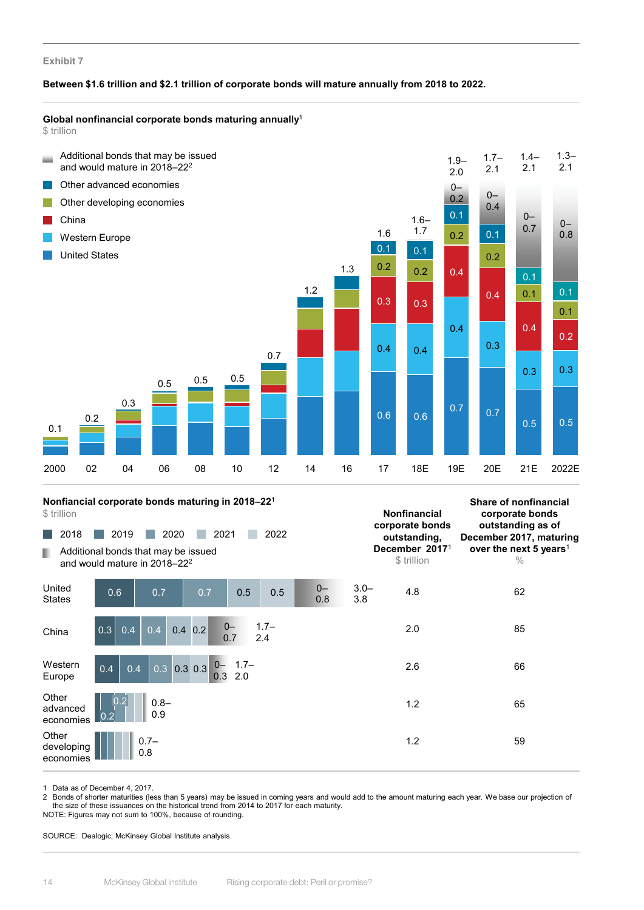Exhibit 7

**Between $1.6 trillion and $2.1 trillion of corporate bonds will mature annually from 2018 to 2022.**

**Global nonfinancial corporate bonds maturing annually**[1]

$ trillion

Legend: Additional bonds that may be issued and would mature in 2018–22[2]; Other advanced economies; Other developing economies; China; Western Europe; United States

| Year | Total | United States | Western Europe | China | Other developing economies | Other advanced economies | Additional bonds |
|---|---|---|---|---|---|---|---|
| 2000 | 0.1 | | | | | | |
| 02 | 0.2 | | | | | | |
| 04 | 0.3 | | | | | | |
| 06 | 0.5 | | | | | | |
| 08 | 0.5 | | | | | | |
| 10 | 0.5 | | | | | | |
| 12 | 0.7 | | | | | | |
| 14 | 1.2 | | | | | | |
| 16 | 1.3 | | | | | | |
| 17 | 1.6 | 0.6 | 0.4 | 0.3 | 0.2 | 0.1 | |
| 18E | 1.6–1.7 | 0.6 | 0.4 | 0.3 | 0.2 | 0.1 | |
| 19E | 1.9–2.0 | 0.7 | 0.4 | 0.4 | 0.2 | 0.1 | 0–0.2 |
| 20E | 1.7–2.1 | 0.7 | 0.3 | 0.4 | 0.2 | 0.1 | 0–0.4 |
| 21E | 1.4–2.1 | 0.5 | 0.3 | 0.4 | 0.1 | 0.1 | 0–0.7 |
| 2022E | 1.3–2.1 | 0.5 | 0.3 | 0.2 | 0.1 | 0.1 | 0–0.8 |

**Nonfinancial corporate bonds maturing in 2018–22**[1]

$ trillion

Legend: 2018; 2019; 2020; 2021; 2022; Additional bonds that may be issued and would mature in 2018–22[2]

| | 2018 | 2019 | 2020 | 2021 | 2022 | Additional bonds | Total | Nonfinancial corporate bonds outstanding, December 2017[1] ($ trillion) | Share of nonfinancial corporate bonds outstanding as of December 2017, maturing over the next 5 years[1] (%) |
|---|---|---|---|---|---|---|---|---|---|
| United States | 0.6 | 0.7 | 0.7 | 0.5 | 0.5 | 0–0.8 | 3.0–3.8 | 4.8 | 62 |
| China | 0.3 | 0.4 | 0.4 | 0.4 | 0.2 | 0–0.7 | 1.7–2.4 | 2.0 | 85 |
| Western Europe | 0.4 | 0.4 | 0.3 | 0.3 | 0.3 | 0–0.3 | 1.7–2.0 | 2.6 | 66 |
| Other advanced economies | | 0.2 | 0.2 | | | | 0.8–0.9 | 1.2 | 65 |
| Other developing economies | | | | | | | 0.7–0.8 | 1.2 | 59 |

1 Data as of December 4, 2017.
2 Bonds of shorter maturities (less than 5 years) may be issued in coming years and would add to the amount maturing each year. We base our projection of the size of these issuances on the historical trend from 2014 to 2017 for each maturity.
NOTE: Figures may not sum to 100%, because of rounding.

SOURCE: Dealogic; McKinsey Global Institute analysis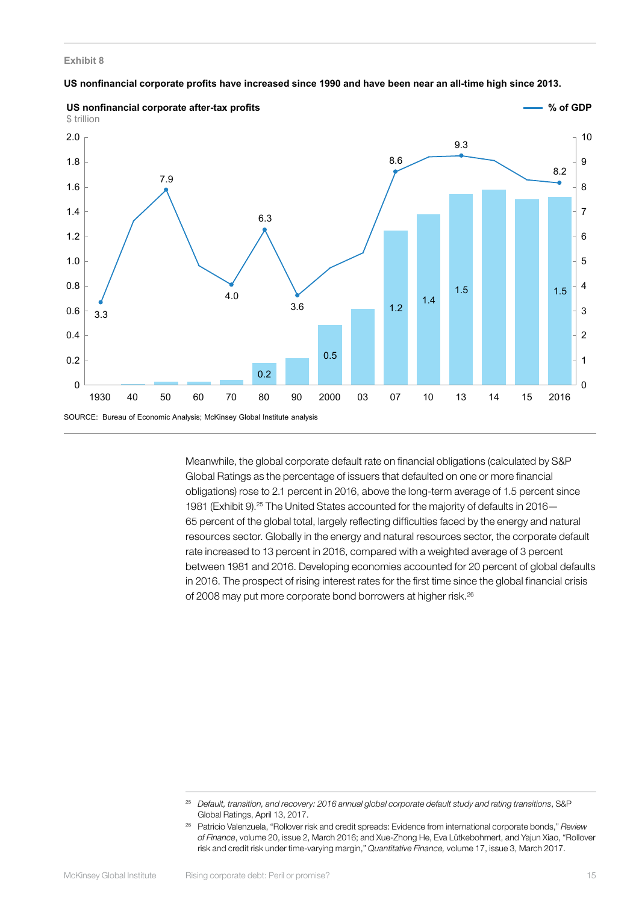Exhibit 8

**US nonfinancial corporate profits have increased since 1990 and have been near an all-time high since 2013.**

**US nonfinancial corporate after-tax profits**
$ trillion

— **% of GDP**

| Year | After-tax profits ($ trillion) | % of GDP |
|---|---|---|
| 1930 | | 3.3 |
| 40 | | |
| 50 | | 7.9 |
| 60 | | |
| 70 | | 4.0 |
| 80 | 0.2 | 6.3 |
| 90 | | 3.6 |
| 2000 | 0.5 | |
| 03 | | |
| 07 | 1.2 | 8.6 |
| 10 | 1.4 | |
| 13 | 1.5 | 9.3 |
| 14 | | |
| 15 | | |
| 2016 | 1.5 | 8.2 |

SOURCE: Bureau of Economic Analysis; McKinsey Global Institute analysis

Meanwhile, the global corporate default rate on financial obligations (calculated by S&P Global Ratings as the percentage of issuers that defaulted on one or more financial obligations) rose to 2.1 percent in 2016, above the long-term average of 1.5 percent since 1981 (Exhibit 9).[25] The United States accounted for the majority of defaults in 2016—65 percent of the global total, largely reflecting difficulties faced by the energy and natural resources sector. Globally in the energy and natural resources sector, the corporate default rate increased to 13 percent in 2016, compared with a weighted average of 3 percent between 1981 and 2016. Developing economies accounted for 20 percent of global defaults in 2016. The prospect of rising interest rates for the first time since the global financial crisis of 2008 may put more corporate bond borrowers at higher risk.[26]

---

[25] *Default, transition, and recovery: 2016 annual global corporate default study and rating transitions*, S&P Global Ratings, April 13, 2017.

[26] Patricio Valenzuela, "Rollover risk and credit spreads: Evidence from international corporate bonds," *Review of Finance*, volume 20, issue 2, March 2016; and Xue-Zhong He, Eva Lütkebohmert, and Yajun Xiao, "Rollover risk and credit risk under time-varying margin," *Quantitative Finance,* volume 17, issue 3, March 2017.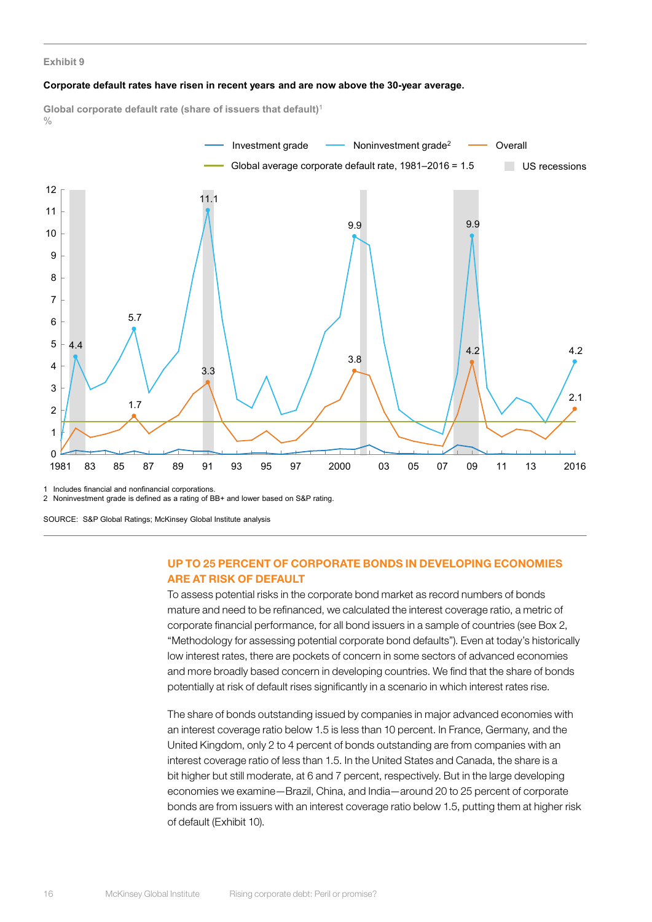Exhibit 9

**Corporate default rates have risen in recent years and are now above the 30-year average.**

Global corporate default rate (share of issuers that default)[1]
%

Investment grade — Noninvestment grade[2] — Overall — Global average corporate default rate, 1981–2016 = 1.5 — US recessions

1 Includes financial and nonfinancial corporations.
2 Noninvestment grade is defined as a rating of BB+ and lower based on S&P rating.

SOURCE: S&P Global Ratings; McKinsey Global Institute analysis

## UP TO 25 PERCENT OF CORPORATE BONDS IN DEVELOPING ECONOMIES ARE AT RISK OF DEFAULT

To assess potential risks in the corporate bond market as record numbers of bonds mature and need to be refinanced, we calculated the interest coverage ratio, a metric of corporate financial performance, for all bond issuers in a sample of countries (see Box 2, "Methodology for assessing potential corporate bond defaults"). Even at today's historically low interest rates, there are pockets of concern in some sectors of advanced economies and more broadly based concern in developing countries. We find that the share of bonds potentially at risk of default rises significantly in a scenario in which interest rates rise.

The share of bonds outstanding issued by companies in major advanced economies with an interest coverage ratio below 1.5 is less than 10 percent. In France, Germany, and the United Kingdom, only 2 to 4 percent of bonds outstanding are from companies with an interest coverage ratio of less than 1.5. In the United States and Canada, the share is a bit higher but still moderate, at 6 and 7 percent, respectively. But in the large developing economies we examine—Brazil, China, and India—around 20 to 25 percent of corporate bonds are from issuers with an interest coverage ratio below 1.5, putting them at higher risk of default (Exhibit 10).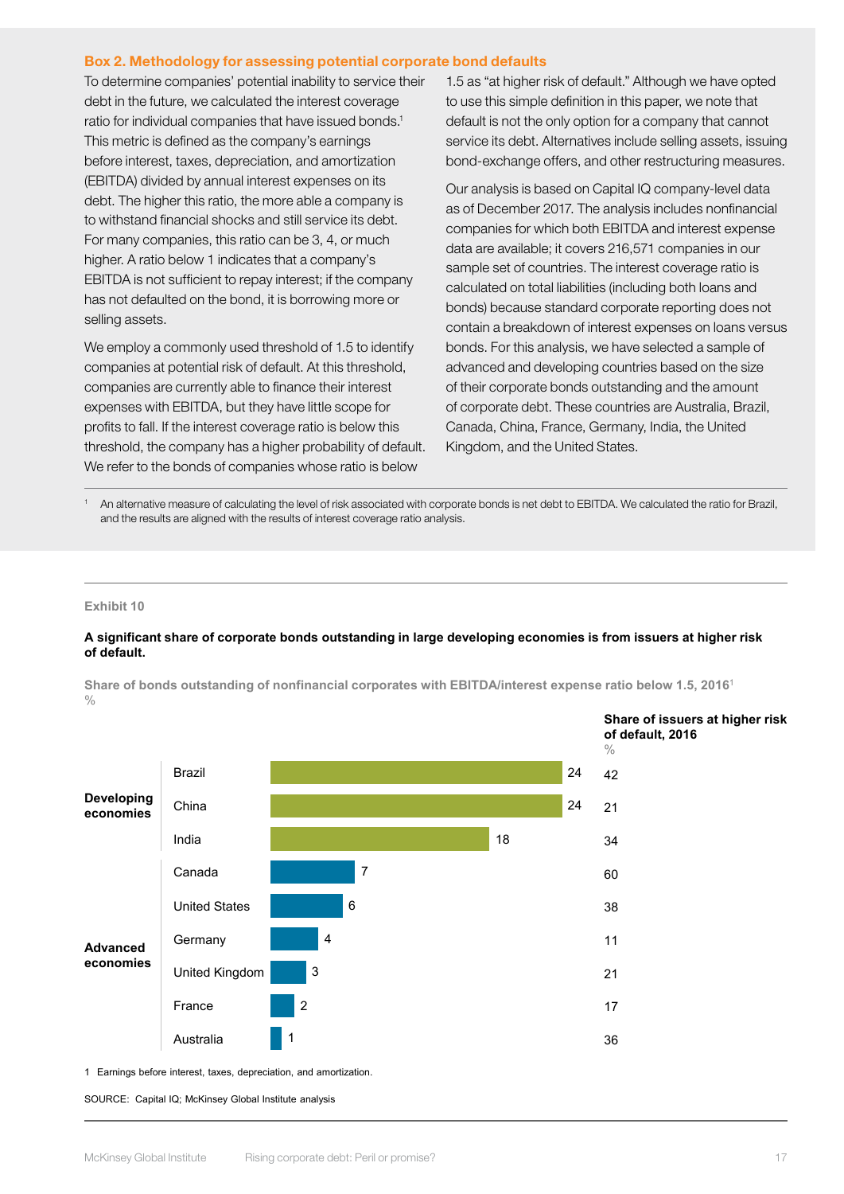### Box 2. Methodology for assessing potential corporate bond defaults

To determine companies' potential inability to service their debt in the future, we calculated the interest coverage ratio for individual companies that have issued bonds.[1] This metric is defined as the company's earnings before interest, taxes, depreciation, and amortization (EBITDA) divided by annual interest expenses on its debt. The higher this ratio, the more able a company is to withstand financial shocks and still service its debt. For many companies, this ratio can be 3, 4, or much higher. A ratio below 1 indicates that a company's EBITDA is not sufficient to repay interest; if the company has not defaulted on the bond, it is borrowing more or selling assets.

We employ a commonly used threshold of 1.5 to identify companies at potential risk of default. At this threshold, companies are currently able to finance their interest expenses with EBITDA, but they have little scope for profits to fall. If the interest coverage ratio is below this threshold, the company has a higher probability of default. We refer to the bonds of companies whose ratio is below 1.5 as "at higher risk of default." Although we have opted to use this simple definition in this paper, we note that default is not the only option for a company that cannot service its debt. Alternatives include selling assets, issuing bond-exchange offers, and other restructuring measures.

Our analysis is based on Capital IQ company-level data as of December 2017. The analysis includes nonfinancial companies for which both EBITDA and interest expense data are available; it covers 216,571 companies in our sample set of countries. The interest coverage ratio is calculated on total liabilities (including both loans and bonds) because standard corporate reporting does not contain a breakdown of interest expenses on loans versus bonds. For this analysis, we have selected a sample of advanced and developing countries based on the size of their corporate bonds outstanding and the amount of corporate debt. These countries are Australia, Brazil, Canada, China, France, Germany, India, the United Kingdom, and the United States.

[1] An alternative measure of calculating the level of risk associated with corporate bonds is net debt to EBITDA. We calculated the ratio for Brazil, and the results are aligned with the results of interest coverage ratio analysis.

---

Exhibit 10

**A significant share of corporate bonds outstanding in large developing economies is from issuers at higher risk of default.**

Share of bonds outstanding of nonfinancial corporates with EBITDA/interest expense ratio below 1.5, 2016[1]
%

| | Country | Share of bonds outstanding (%) | Share of issuers at higher risk of default, 2016 (%) |
|---|---|---|---|
| Developing economies | Brazil | 24 | 42 |
| | China | 24 | 21 |
| | India | 18 | 34 |
| Advanced economies | Canada | 7 | 60 |
| | United States | 6 | 38 |
| | Germany | 4 | 11 |
| | United Kingdom | 3 | 21 |
| | France | 2 | 17 |
| | Australia | 1 | 36 |

1 Earnings before interest, taxes, depreciation, and amortization.

SOURCE: Capital IQ; McKinsey Global Institute analysis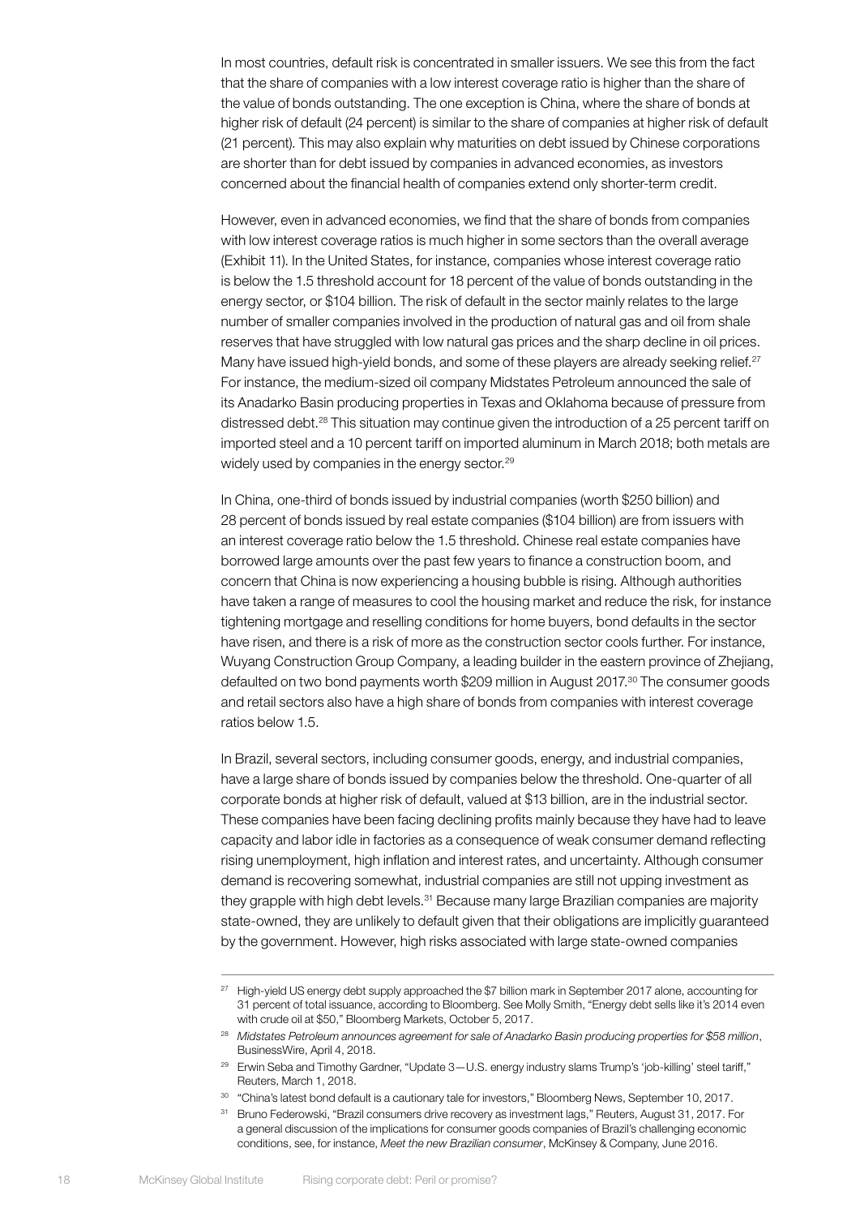In most countries, default risk is concentrated in smaller issuers. We see this from the fact that the share of companies with a low interest coverage ratio is higher than the share of the value of bonds outstanding. The one exception is China, where the share of bonds at higher risk of default (24 percent) is similar to the share of companies at higher risk of default (21 percent). This may also explain why maturities on debt issued by Chinese corporations are shorter than for debt issued by companies in advanced economies, as investors concerned about the financial health of companies extend only shorter-term credit.

However, even in advanced economies, we find that the share of bonds from companies with low interest coverage ratios is much higher in some sectors than the overall average (Exhibit 11). In the United States, for instance, companies whose interest coverage ratio is below the 1.5 threshold account for 18 percent of the value of bonds outstanding in the energy sector, or $104 billion. The risk of default in the sector mainly relates to the large number of smaller companies involved in the production of natural gas and oil from shale reserves that have struggled with low natural gas prices and the sharp decline in oil prices. Many have issued high-yield bonds, and some of these players are already seeking relief.[27] For instance, the medium-sized oil company Midstates Petroleum announced the sale of its Anadarko Basin producing properties in Texas and Oklahoma because of pressure from distressed debt.[28] This situation may continue given the introduction of a 25 percent tariff on imported steel and a 10 percent tariff on imported aluminum in March 2018; both metals are widely used by companies in the energy sector.[29]

In China, one-third of bonds issued by industrial companies (worth $250 billion) and 28 percent of bonds issued by real estate companies ($104 billion) are from issuers with an interest coverage ratio below the 1.5 threshold. Chinese real estate companies have borrowed large amounts over the past few years to finance a construction boom, and concern that China is now experiencing a housing bubble is rising. Although authorities have taken a range of measures to cool the housing market and reduce the risk, for instance tightening mortgage and reselling conditions for home buyers, bond defaults in the sector have risen, and there is a risk of more as the construction sector cools further. For instance, Wuyang Construction Group Company, a leading builder in the eastern province of Zhejiang, defaulted on two bond payments worth $209 million in August 2017.[30] The consumer goods and retail sectors also have a high share of bonds from companies with interest coverage ratios below 1.5.

In Brazil, several sectors, including consumer goods, energy, and industrial companies, have a large share of bonds issued by companies below the threshold. One-quarter of all corporate bonds at higher risk of default, valued at $13 billion, are in the industrial sector. These companies have been facing declining profits mainly because they have had to leave capacity and labor idle in factories as a consequence of weak consumer demand reflecting rising unemployment, high inflation and interest rates, and uncertainty. Although consumer demand is recovering somewhat, industrial companies are still not upping investment as they grapple with high debt levels.[31] Because many large Brazilian companies are majority state-owned, they are unlikely to default given that their obligations are implicitly guaranteed by the government. However, high risks associated with large state-owned companies

---

[27] High-yield US energy debt supply approached the $7 billion mark in September 2017 alone, accounting for 31 percent of total issuance, according to Bloomberg. See Molly Smith, "Energy debt sells like it's 2014 even with crude oil at $50," Bloomberg Markets, October 5, 2017.

[28] *Midstates Petroleum announces agreement for sale of Anadarko Basin producing properties for $58 million*, BusinessWire, April 4, 2018.

[29] Erwin Seba and Timothy Gardner, "Update 3—U.S. energy industry slams Trump's 'job-killing' steel tariff," Reuters, March 1, 2018.

[30] "China's latest bond default is a cautionary tale for investors," Bloomberg News, September 10, 2017.

[31] Bruno Federowski, "Brazil consumers drive recovery as investment lags," Reuters, August 31, 2017. For a general discussion of the implications for consumer goods companies of Brazil's challenging economic conditions, see, for instance, *Meet the new Brazilian consumer*, McKinsey & Company, June 2016.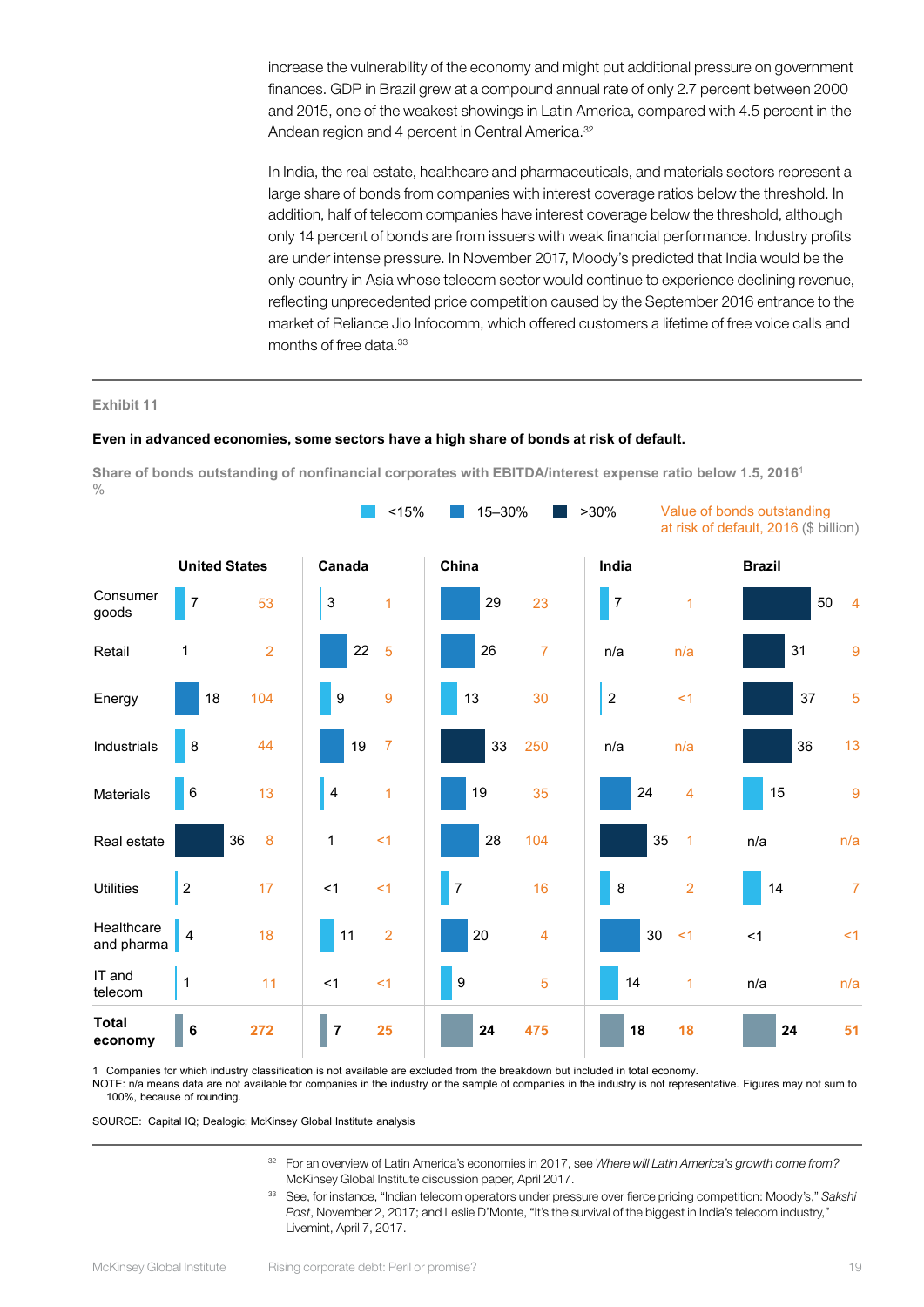increase the vulnerability of the economy and might put additional pressure on government finances. GDP in Brazil grew at a compound annual rate of only 2.7 percent between 2000 and 2015, one of the weakest showings in Latin America, compared with 4.5 percent in the Andean region and 4 percent in Central America.[32]

In India, the real estate, healthcare and pharmaceuticals, and materials sectors represent a large share of bonds from companies with interest coverage ratios below the threshold. In addition, half of telecom companies have interest coverage below the threshold, although only 14 percent of bonds are from issuers with weak financial performance. Industry profits are under intense pressure. In November 2017, Moody's predicted that India would be the only country in Asia whose telecom sector would continue to experience declining revenue, reflecting unprecedented price competition caused by the September 2016 entrance to the market of Reliance Jio Infocomm, which offered customers a lifetime of free voice calls and months of free data.[33]

Exhibit 11

**Even in advanced economies, some sectors have a high share of bonds at risk of default.**

Share of bonds outstanding of nonfinancial corporates with EBITDA/interest expense ratio below 1.5, 2016[1]
%

Legend: <15% | 15–30% | >30% | Value of bonds outstanding at risk of default, 2016 ($ billion)

| | United States % | United States $ billion | Canada % | Canada $ billion | China % | China $ billion | India % | India $ billion | Brazil % | Brazil $ billion |
|---|---|---|---|---|---|---|---|---|---|---|
| Consumer goods | 7 | 53 | 3 | 1 | 29 | 23 | 7 | 1 | 50 | 4 |
| Retail | 1 | 2 | 22 | 5 | 26 | 7 | n/a | n/a | 31 | 9 |
| Energy | 18 | 104 | 9 | 9 | 13 | 30 | 2 | <1 | 37 | 5 |
| Industrials | 8 | 44 | 19 | 7 | 33 | 250 | n/a | n/a | 36 | 13 |
| Materials | 6 | 13 | 4 | 1 | 19 | 35 | 24 | 4 | 15 | 9 |
| Real estate | 36 | 8 | 1 | <1 | 28 | 104 | 35 | 1 | n/a | n/a |
| Utilities | 2 | 17 | <1 | <1 | 7 | 16 | 8 | 2 | 14 | 7 |
| Healthcare and pharma | 4 | 18 | 11 | 2 | 20 | 4 | 30 | <1 | <1 | <1 |
| IT and telecom | 1 | 11 | <1 | <1 | 9 | 5 | 14 | 1 | n/a | n/a |
| **Total economy** | **6** | **272** | **7** | **25** | **24** | **475** | **18** | **18** | **24** | **51** |

1 Companies for which industry classification is not available are excluded from the breakdown but included in total economy.
NOTE: n/a means data are not available for companies in the industry or the sample of companies in the industry is not representative. Figures may not sum to 100%, because of rounding.

SOURCE: Capital IQ; Dealogic; McKinsey Global Institute analysis

[32] For an overview of Latin America's economies in 2017, see *Where will Latin America's growth come from?* McKinsey Global Institute discussion paper, April 2017.

[33] See, for instance, "Indian telecom operators under pressure over fierce pricing competition: Moody's," *Sakshi Post*, November 2, 2017; and Leslie D'Monte, "It's the survival of the biggest in India's telecom industry," Livemint, April 7, 2017.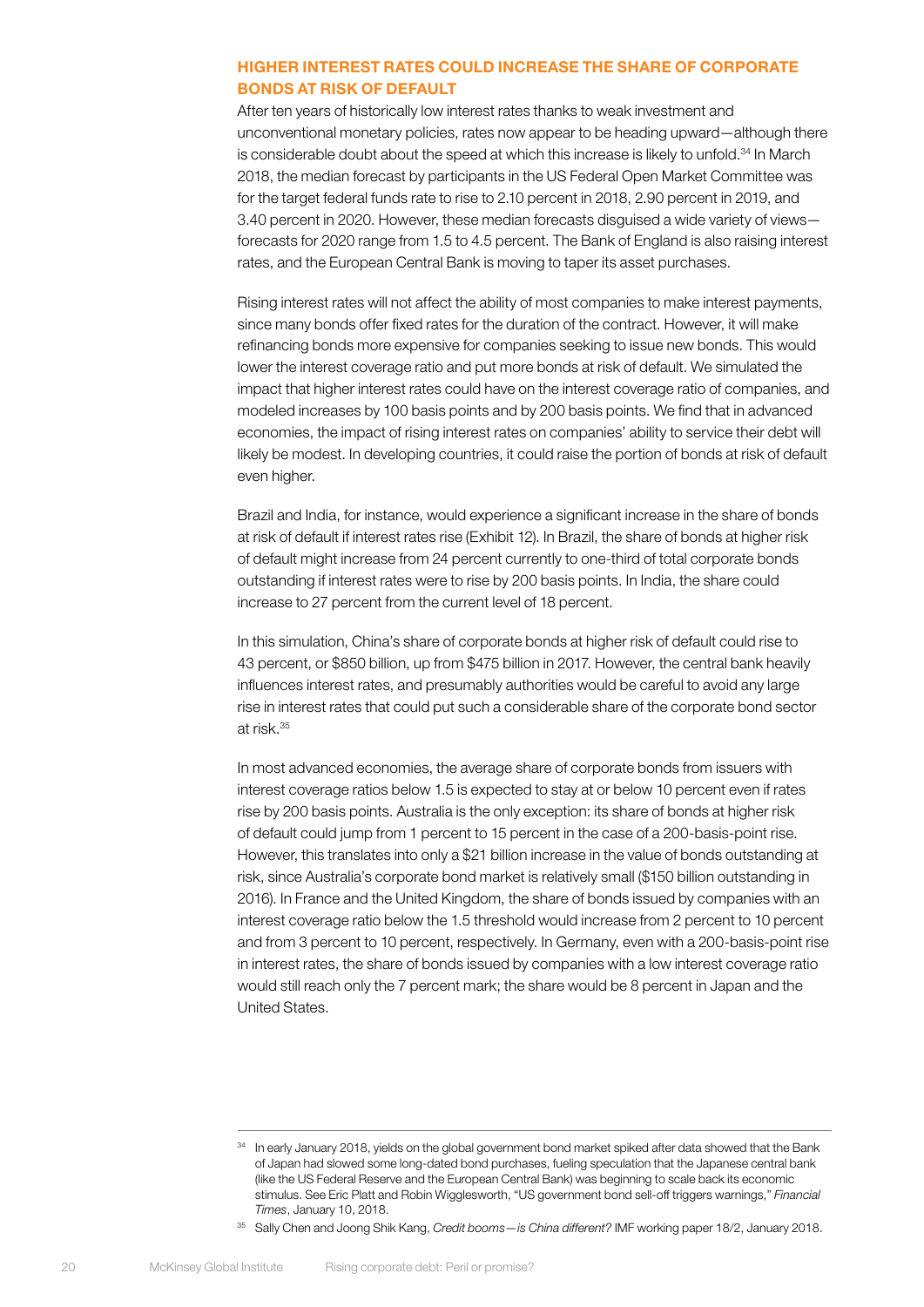## HIGHER INTEREST RATES COULD INCREASE THE SHARE OF CORPORATE BONDS AT RISK OF DEFAULT

After ten years of historically low interest rates thanks to weak investment and unconventional monetary policies, rates now appear to be heading upward—although there is considerable doubt about the speed at which this increase is likely to unfold.[34] In March 2018, the median forecast by participants in the US Federal Open Market Committee was for the target federal funds rate to rise to 2.10 percent in 2018, 2.90 percent in 2019, and 3.40 percent in 2020. However, these median forecasts disguised a wide variety of views—forecasts for 2020 range from 1.5 to 4.5 percent. The Bank of England is also raising interest rates, and the European Central Bank is moving to taper its asset purchases.

Rising interest rates will not affect the ability of most companies to make interest payments, since many bonds offer fixed rates for the duration of the contract. However, it will make refinancing bonds more expensive for companies seeking to issue new bonds. This would lower the interest coverage ratio and put more bonds at risk of default. We simulated the impact that higher interest rates could have on the interest coverage ratio of companies, and modeled increases by 100 basis points and by 200 basis points. We find that in advanced economies, the impact of rising interest rates on companies' ability to service their debt will likely be modest. In developing countries, it could raise the portion of bonds at risk of default even higher.

Brazil and India, for instance, would experience a significant increase in the share of bonds at risk of default if interest rates rise (Exhibit 12). In Brazil, the share of bonds at higher risk of default might increase from 24 percent currently to one-third of total corporate bonds outstanding if interest rates were to rise by 200 basis points. In India, the share could increase to 27 percent from the current level of 18 percent.

In this simulation, China's share of corporate bonds at higher risk of default could rise to 43 percent, or $850 billion, up from $475 billion in 2017. However, the central bank heavily influences interest rates, and presumably authorities would be careful to avoid any large rise in interest rates that could put such a considerable share of the corporate bond sector at risk.[35]

In most advanced economies, the average share of corporate bonds from issuers with interest coverage ratios below 1.5 is expected to stay at or below 10 percent even if rates rise by 200 basis points. Australia is the only exception: its share of bonds at higher risk of default could jump from 1 percent to 15 percent in the case of a 200-basis-point rise. However, this translates into only a $21 billion increase in the value of bonds outstanding at risk, since Australia's corporate bond market is relatively small ($150 billion outstanding in 2016). In France and the United Kingdom, the share of bonds issued by companies with an interest coverage ratio below the 1.5 threshold would increase from 2 percent to 10 percent and from 3 percent to 10 percent, respectively. In Germany, even with a 200-basis-point rise in interest rates, the share of bonds issued by companies with a low interest coverage ratio would still reach only the 7 percent mark; the share would be 8 percent in Japan and the United States.

---

[34] In early January 2018, yields on the global government bond market spiked after data showed that the Bank of Japan had slowed some long-dated bond purchases, fueling speculation that the Japanese central bank (like the US Federal Reserve and the European Central Bank) was beginning to scale back its economic stimulus. See Eric Platt and Robin Wigglesworth, "US government bond sell-off triggers warnings," *Financial Times*, January 10, 2018.

[35] Sally Chen and Joong Shik Kang, *Credit booms—is China different?* IMF working paper 18/2, January 2018.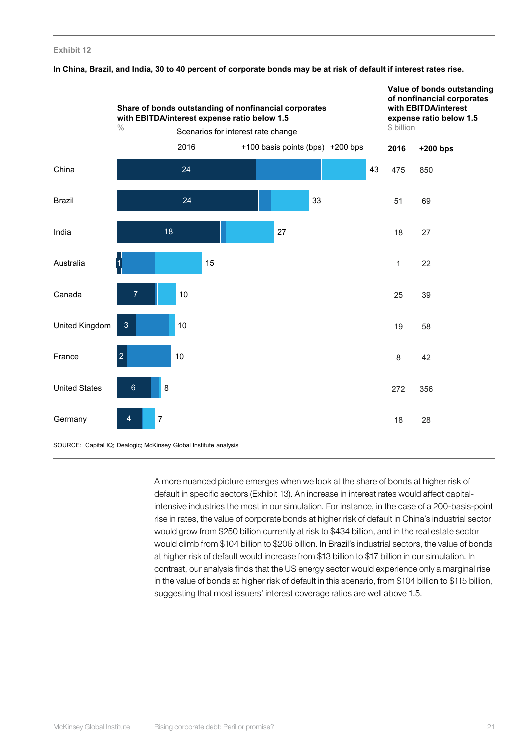Exhibit 12

**In China, Brazil, and India, 30 to 40 percent of corporate bonds may be at risk of default if interest rates rise.**

| | Share of bonds outstanding of nonfinancial corporates with EBITDA/interest expense ratio below 1.5 (%) | | Value of bonds outstanding of nonfinancial corporates with EBITDA/interest expense ratio below 1.5 ($ billion) | |
|---|---|---|---|---|
| | 2016 | +200 bps | 2016 | +200 bps |
| China | 24 | 43 | 475 | 850 |
| Brazil | 24 | 33 | 51 | 69 |
| India | 18 | 27 | 18 | 27 |
| Australia | 1 | 15 | 1 | 22 |
| Canada | 7 | 10 | 25 | 39 |
| United Kingdom | 3 | 10 | 19 | 58 |
| France | 2 | 10 | 8 | 42 |
| United States | 6 | 8 | 272 | 356 |
| Germany | 4 | 7 | 18 | 28 |

Scenarios for interest rate change: 2016; +100 basis points (bps); +200 bps

SOURCE: Capital IQ; Dealogic; McKinsey Global Institute analysis

A more nuanced picture emerges when we look at the share of bonds at higher risk of default in specific sectors (Exhibit 13). An increase in interest rates would affect capital-intensive industries the most in our simulation. For instance, in the case of a 200-basis-point rise in rates, the value of corporate bonds at higher risk of default in China's industrial sector would grow from $250 billion currently at risk to $434 billion, and in the real estate sector would climb from $104 billion to $206 billion. In Brazil's industrial sectors, the value of bonds at higher risk of default would increase from $13 billion to $17 billion in our simulation. In contrast, our analysis finds that the US energy sector would experience only a marginal rise in the value of bonds at higher risk of default in this scenario, from $104 billion to $115 billion, suggesting that most issuers' interest coverage ratios are well above 1.5.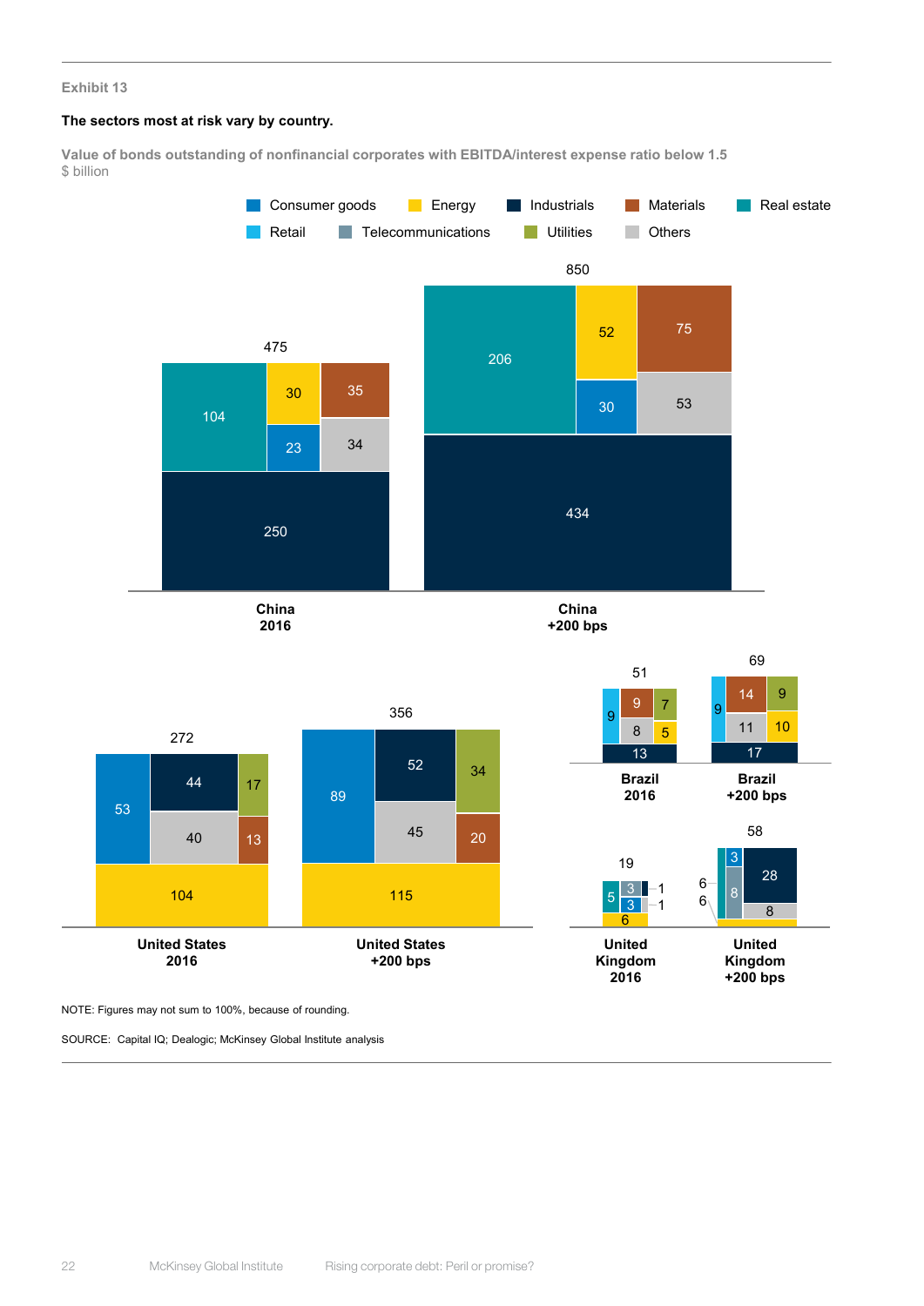Exhibit 13

**The sectors most at risk vary by country.**

Value of bonds outstanding of nonfinancial corporates with EBITDA/interest expense ratio below 1.5
$ billion

Consumer goods | Energy | Industrials | Materials | Real estate | Retail | Telecommunications | Utilities | Others

| Sector | China 2016 | China +200 bps | United States 2016 | United States +200 bps | Brazil 2016 | Brazil +200 bps | United Kingdom 2016 | United Kingdom +200 bps |
|---|---|---|---|---|---|---|---|---|
| Total | 475 | 850 | 272 | 356 | 51 | 69 | 19 | 58 |
| Industrials | 250 | 434 | 44 | 52 | 13 | 17 | 1 | 28 |
| Real estate | 104 | 206 | | | | | 5 | 6 |
| Energy | 30 | 52 | 104 | 115 | 5 | 10 | 6 | 6 |
| Consumer goods | 23 | 30 | 53 | 89 | | | 3 | 3 |
| Materials | 35 | 75 | 13 | 20 | 9 | 14 | | |
| Others | 34 | 53 | 40 | 45 | 8 | 11 | 1 | 8 |
| Utilities | | | 17 | 34 | 7 | 9 | | |
| Retail | | | | | 9 | 9 | | |
| Telecommunications | | | | | | | 3 | 8 |

NOTE: Figures may not sum to 100%, because of rounding.

SOURCE: Capital IQ; Dealogic; McKinsey Global Institute analysis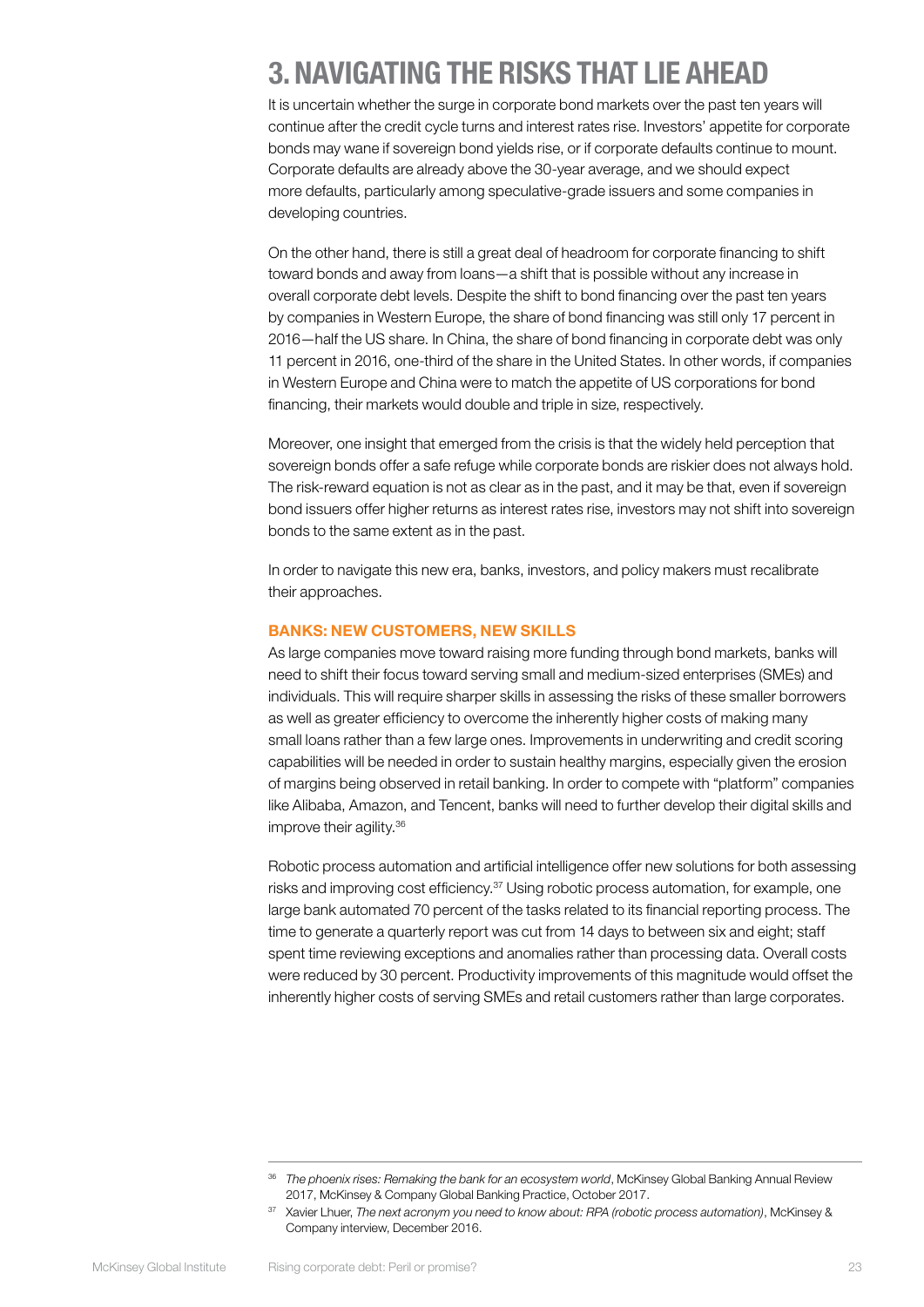# 3. NAVIGATING THE RISKS THAT LIE AHEAD

It is uncertain whether the surge in corporate bond markets over the past ten years will continue after the credit cycle turns and interest rates rise. Investors' appetite for corporate bonds may wane if sovereign bond yields rise, or if corporate defaults continue to mount. Corporate defaults are already above the 30-year average, and we should expect more defaults, particularly among speculative-grade issuers and some companies in developing countries.

On the other hand, there is still a great deal of headroom for corporate financing to shift toward bonds and away from loans—a shift that is possible without any increase in overall corporate debt levels. Despite the shift to bond financing over the past ten years by companies in Western Europe, the share of bond financing was still only 17 percent in 2016—half the US share. In China, the share of bond financing in corporate debt was only 11 percent in 2016, one-third of the share in the United States. In other words, if companies in Western Europe and China were to match the appetite of US corporations for bond financing, their markets would double and triple in size, respectively.

Moreover, one insight that emerged from the crisis is that the widely held perception that sovereign bonds offer a safe refuge while corporate bonds are riskier does not always hold. The risk-reward equation is not as clear as in the past, and it may be that, even if sovereign bond issuers offer higher returns as interest rates rise, investors may not shift into sovereign bonds to the same extent as in the past.

In order to navigate this new era, banks, investors, and policy makers must recalibrate their approaches.

### BANKS: NEW CUSTOMERS, NEW SKILLS

As large companies move toward raising more funding through bond markets, banks will need to shift their focus toward serving small and medium-sized enterprises (SMEs) and individuals. This will require sharper skills in assessing the risks of these smaller borrowers as well as greater efficiency to overcome the inherently higher costs of making many small loans rather than a few large ones. Improvements in underwriting and credit scoring capabilities will be needed in order to sustain healthy margins, especially given the erosion of margins being observed in retail banking. In order to compete with "platform" companies like Alibaba, Amazon, and Tencent, banks will need to further develop their digital skills and improve their agility.[36]

Robotic process automation and artificial intelligence offer new solutions for both assessing risks and improving cost efficiency.[37] Using robotic process automation, for example, one large bank automated 70 percent of the tasks related to its financial reporting process. The time to generate a quarterly report was cut from 14 days to between six and eight; staff spent time reviewing exceptions and anomalies rather than processing data. Overall costs were reduced by 30 percent. Productivity improvements of this magnitude would offset the inherently higher costs of serving SMEs and retail customers rather than large corporates.

---

[36] *The phoenix rises: Remaking the bank for an ecosystem world*, McKinsey Global Banking Annual Review 2017, McKinsey & Company Global Banking Practice, October 2017.

[37] Xavier Lhuer, *The next acronym you need to know about: RPA (robotic process automation)*, McKinsey & Company interview, December 2016.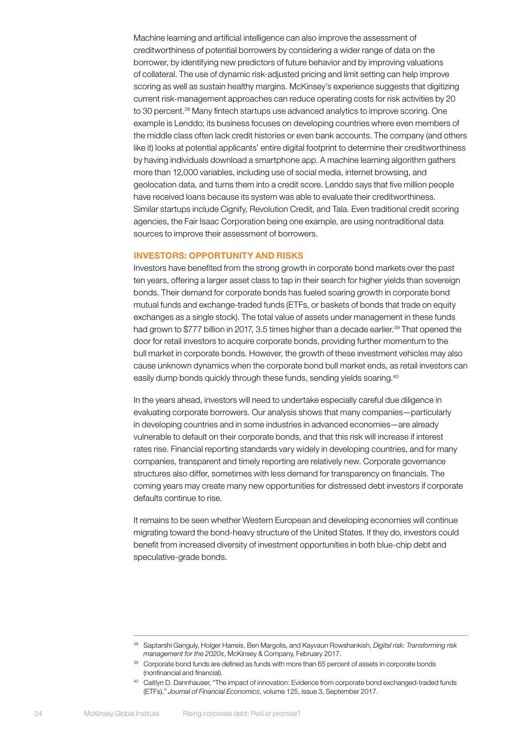Machine learning and artificial intelligence can also improve the assessment of creditworthiness of potential borrowers by considering a wider range of data on the borrower, by identifying new predictors of future behavior and by improving valuations of collateral. The use of dynamic risk-adjusted pricing and limit setting can help improve scoring as well as sustain healthy margins. McKinsey's experience suggests that digitizing current risk-management approaches can reduce operating costs for risk activities by 20 to 30 percent.[38] Many fintech startups use advanced analytics to improve scoring. One example is Lenddo; its business focuses on developing countries where even members of the middle class often lack credit histories or even bank accounts. The company (and others like it) looks at potential applicants' entire digital footprint to determine their creditworthiness by having individuals download a smartphone app. A machine learning algorithm gathers more than 12,000 variables, including use of social media, internet browsing, and geolocation data, and turns them into a credit score. Lenddo says that five million people have received loans because its system was able to evaluate their creditworthiness. Similar startups include Cignify, Revolution Credit, and Tala. Even traditional credit scoring agencies, the Fair Isaac Corporation being one example, are using nontraditional data sources to improve their assessment of borrowers.

## INVESTORS: OPPORTUNITY AND RISKS

Investors have benefited from the strong growth in corporate bond markets over the past ten years, offering a larger asset class to tap in their search for higher yields than sovereign bonds. Their demand for corporate bonds has fueled soaring growth in corporate bond mutual funds and exchange-traded funds (ETFs, or baskets of bonds that trade on equity exchanges as a single stock). The total value of assets under management in these funds had grown to $777 billion in 2017, 3.5 times higher than a decade earlier.[39] That opened the door for retail investors to acquire corporate bonds, providing further momentum to the bull market in corporate bonds. However, the growth of these investment vehicles may also cause unknown dynamics when the corporate bond bull market ends, as retail investors can easily dump bonds quickly through these funds, sending yields soaring.[40]

In the years ahead, investors will need to undertake especially careful due diligence in evaluating corporate borrowers. Our analysis shows that many companies—particularly in developing countries and in some industries in advanced economies—are already vulnerable to default on their corporate bonds, and that this risk will increase if interest rates rise. Financial reporting standards vary widely in developing countries, and for many companies, transparent and timely reporting are relatively new. Corporate governance structures also differ, sometimes with less demand for transparency on financials. The coming years may create many new opportunities for distressed debt investors if corporate defaults continue to rise.

It remains to be seen whether Western European and developing economies will continue migrating toward the bond-heavy structure of the United States. If they do, investors could benefit from increased diversity of investment opportunities in both blue-chip debt and speculative-grade bonds.

---

[38] Saptarshi Ganguly, Holger Harreis, Ben Margolis, and Kayvaun Rowshankish, *Digital risk: Transforming risk management for the 2020s*, McKinsey & Company, February 2017.

[39] Corporate bond funds are defined as funds with more than 65 percent of assets in corporate bonds (nonfinancial and financial).

[40] Caitlyn D. Dannhauser, "The impact of innovation: Evidence from corporate bond exchanged-traded funds (ETFs)," *Journal of Financial Economics*, volume 125, issue 3, September 2017.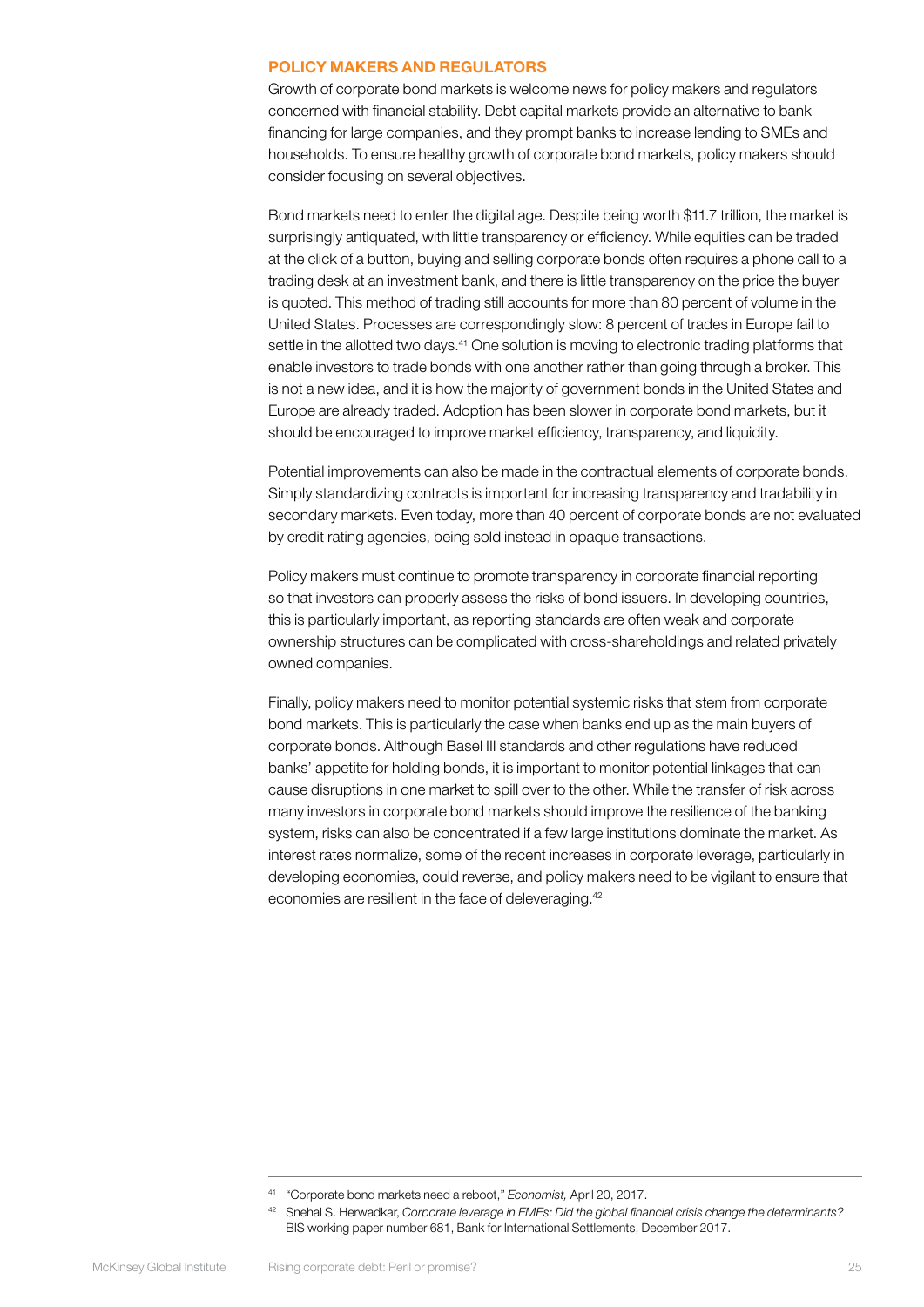### POLICY MAKERS AND REGULATORS

Growth of corporate bond markets is welcome news for policy makers and regulators concerned with financial stability. Debt capital markets provide an alternative to bank financing for large companies, and they prompt banks to increase lending to SMEs and households. To ensure healthy growth of corporate bond markets, policy makers should consider focusing on several objectives.

Bond markets need to enter the digital age. Despite being worth $11.7 trillion, the market is surprisingly antiquated, with little transparency or efficiency. While equities can be traded at the click of a button, buying and selling corporate bonds often requires a phone call to a trading desk at an investment bank, and there is little transparency on the price the buyer is quoted. This method of trading still accounts for more than 80 percent of volume in the United States. Processes are correspondingly slow: 8 percent of trades in Europe fail to settle in the allotted two days.[41] One solution is moving to electronic trading platforms that enable investors to trade bonds with one another rather than going through a broker. This is not a new idea, and it is how the majority of government bonds in the United States and Europe are already traded. Adoption has been slower in corporate bond markets, but it should be encouraged to improve market efficiency, transparency, and liquidity.

Potential improvements can also be made in the contractual elements of corporate bonds. Simply standardizing contracts is important for increasing transparency and tradability in secondary markets. Even today, more than 40 percent of corporate bonds are not evaluated by credit rating agencies, being sold instead in opaque transactions.

Policy makers must continue to promote transparency in corporate financial reporting so that investors can properly assess the risks of bond issuers. In developing countries, this is particularly important, as reporting standards are often weak and corporate ownership structures can be complicated with cross-shareholdings and related privately owned companies.

Finally, policy makers need to monitor potential systemic risks that stem from corporate bond markets. This is particularly the case when banks end up as the main buyers of corporate bonds. Although Basel III standards and other regulations have reduced banks' appetite for holding bonds, it is important to monitor potential linkages that can cause disruptions in one market to spill over to the other. While the transfer of risk across many investors in corporate bond markets should improve the resilience of the banking system, risks can also be concentrated if a few large institutions dominate the market. As interest rates normalize, some of the recent increases in corporate leverage, particularly in developing economies, could reverse, and policy makers need to be vigilant to ensure that economies are resilient in the face of deleveraging.[42]

---

[41] "Corporate bond markets need a reboot," *Economist,* April 20, 2017.

[42] Snehal S. Herwadkar, *Corporate leverage in EMEs: Did the global financial crisis change the determinants?* BIS working paper number 681, Bank for International Settlements, December 2017.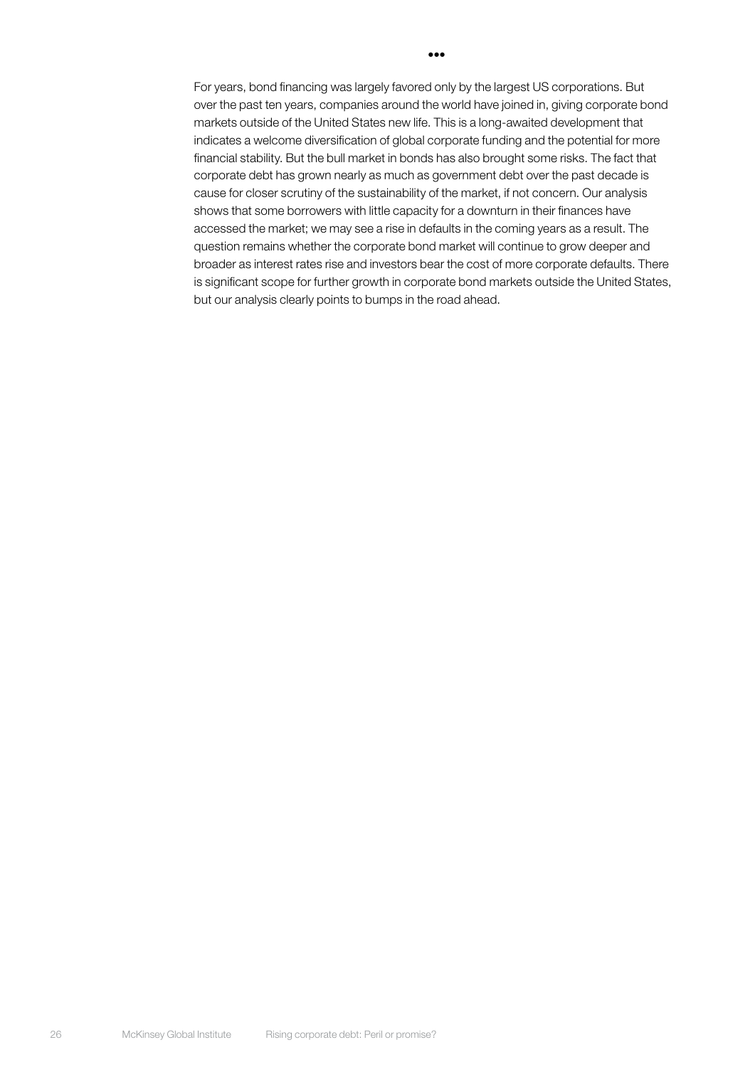•••

For years, bond financing was largely favored only by the largest US corporations. But over the past ten years, companies around the world have joined in, giving corporate bond markets outside of the United States new life. This is a long-awaited development that indicates a welcome diversification of global corporate funding and the potential for more financial stability. But the bull market in bonds has also brought some risks. The fact that corporate debt has grown nearly as much as government debt over the past decade is cause for closer scrutiny of the sustainability of the market, if not concern. Our analysis shows that some borrowers with little capacity for a downturn in their finances have accessed the market; we may see a rise in defaults in the coming years as a result. The question remains whether the corporate bond market will continue to grow deeper and broader as interest rates rise and investors bear the cost of more corporate defaults. There is significant scope for further growth in corporate bond markets outside the United States, but our analysis clearly points to bumps in the road ahead.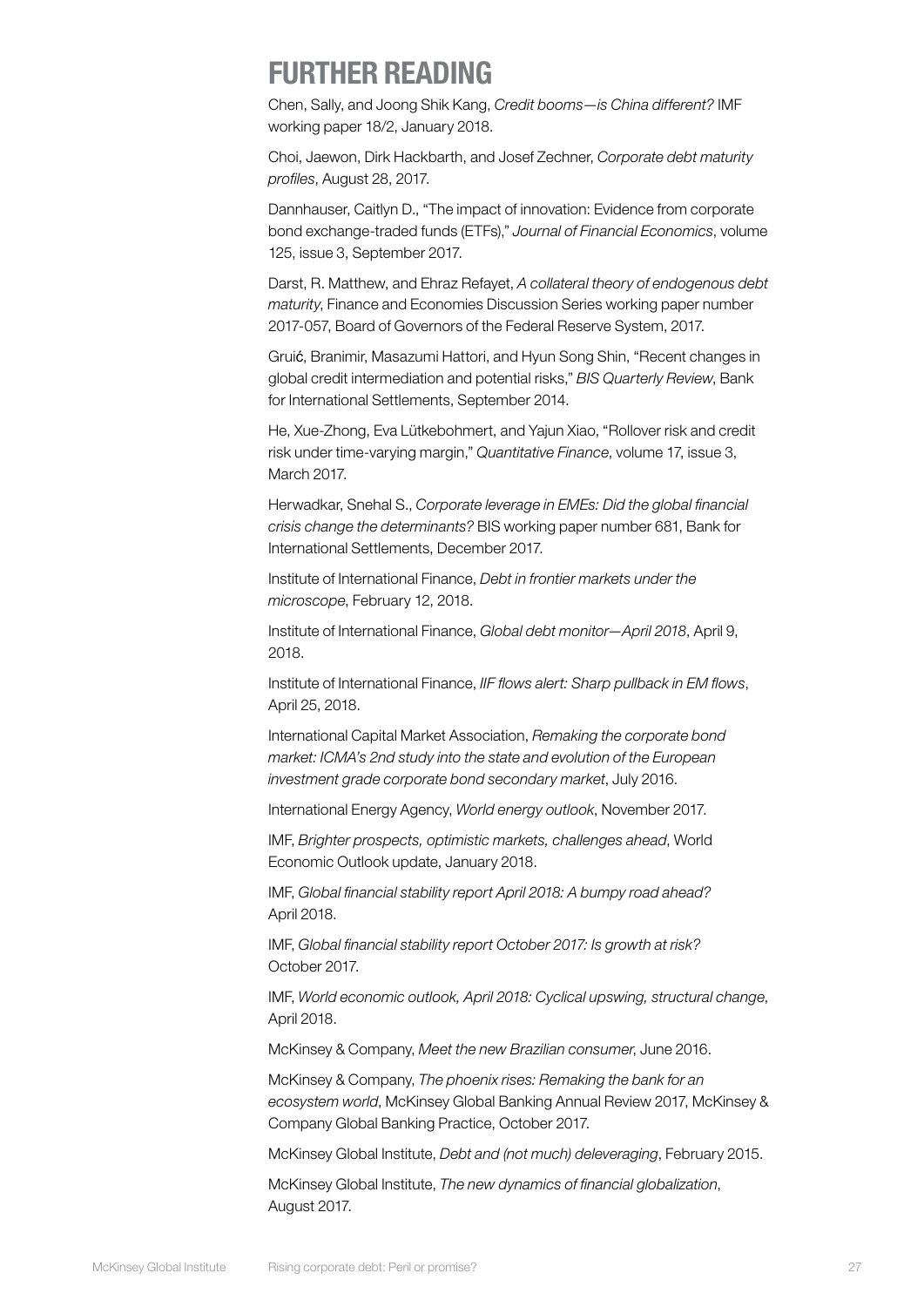# FURTHER READING

Chen, Sally, and Joong Shik Kang, *Credit booms—is China different?* IMF working paper 18/2, January 2018.

Choi, Jaewon, Dirk Hackbarth, and Josef Zechner, *Corporate debt maturity profiles*, August 28, 2017.

Dannhauser, Caitlyn D., "The impact of innovation: Evidence from corporate bond exchange-traded funds (ETFs)," *Journal of Financial Economics*, volume 125, issue 3, September 2017.

Darst, R. Matthew, and Ehraz Refayet, *A collateral theory of endogenous debt maturity*, Finance and Economies Discussion Series working paper number 2017-057, Board of Governors of the Federal Reserve System, 2017.

Gruić, Branimir, Masazumi Hattori, and Hyun Song Shin, "Recent changes in global credit intermediation and potential risks," *BIS Quarterly Review*, Bank for International Settlements, September 2014.

He, Xue-Zhong, Eva Lütkebohmert, and Yajun Xiao, "Rollover risk and credit risk under time-varying margin," *Quantitative Finance*, volume 17, issue 3, March 2017.

Herwadkar, Snehal S., *Corporate leverage in EMEs: Did the global financial crisis change the determinants?* BIS working paper number 681, Bank for International Settlements, December 2017.

Institute of International Finance, *Debt in frontier markets under the microscope*, February 12, 2018.

Institute of International Finance, *Global debt monitor—April 2018*, April 9, 2018.

Institute of International Finance, *IIF flows alert: Sharp pullback in EM flows*, April 25, 2018.

International Capital Market Association, *Remaking the corporate bond market: ICMA's 2nd study into the state and evolution of the European investment grade corporate bond secondary market*, July 2016.

International Energy Agency, *World energy outlook*, November 2017.

IMF, *Brighter prospects, optimistic markets, challenges ahead*, World Economic Outlook update, January 2018.

IMF, *Global financial stability report April 2018: A bumpy road ahead?* April 2018.

IMF, *Global financial stability report October 2017: Is growth at risk?* October 2017.

IMF, *World economic outlook, April 2018: Cyclical upswing, structural change*, April 2018.

McKinsey & Company, *Meet the new Brazilian consumer*, June 2016.

McKinsey & Company, *The phoenix rises: Remaking the bank for an ecosystem world*, McKinsey Global Banking Annual Review 2017, McKinsey & Company Global Banking Practice, October 2017.

McKinsey Global Institute, *Debt and (not much) deleveraging*, February 2015.

McKinsey Global Institute, *The new dynamics of financial globalization*, August 2017.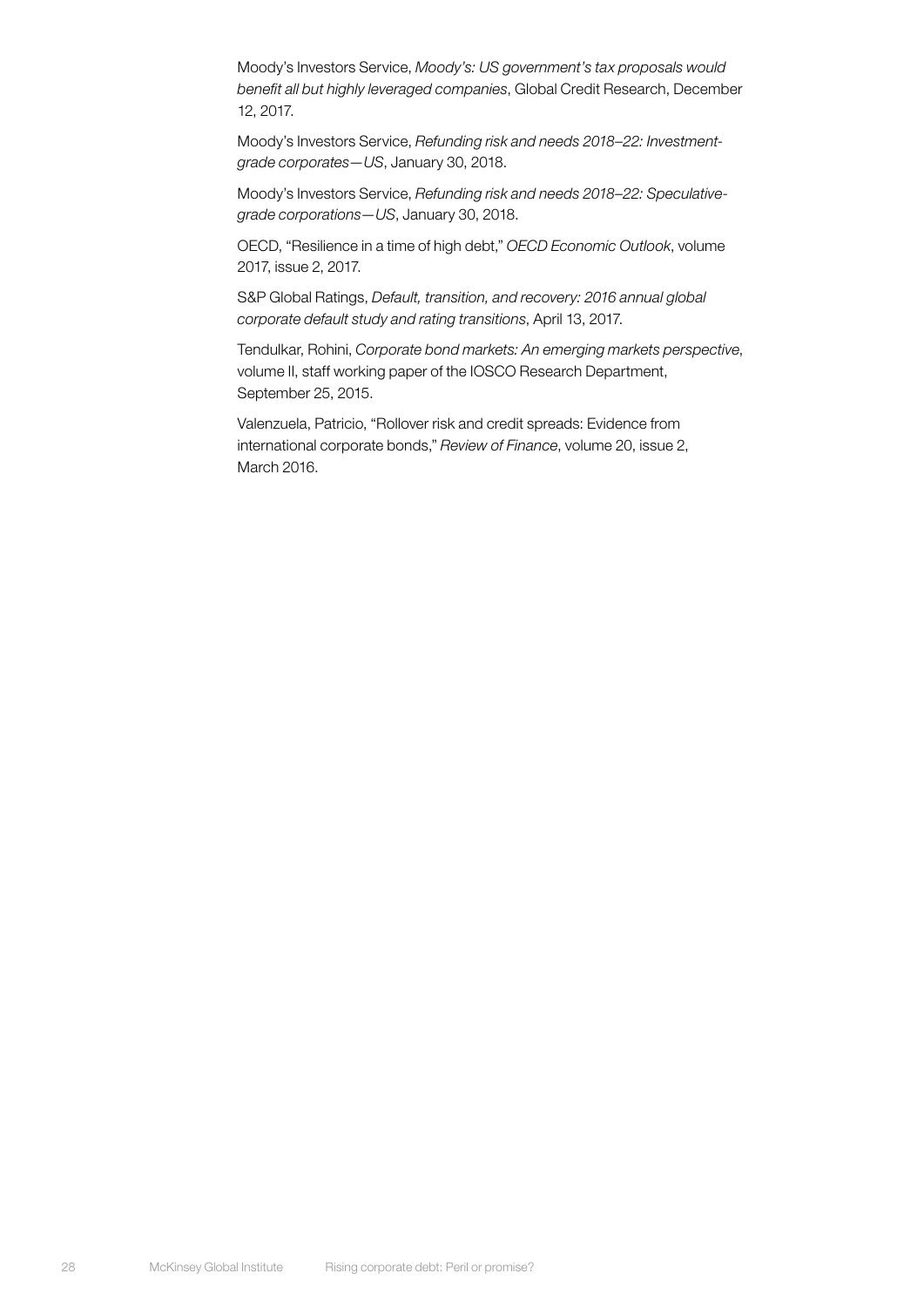Moody's Investors Service, *Moody's: US government's tax proposals would benefit all but highly leveraged companies*, Global Credit Research, December 12, 2017.

Moody's Investors Service, *Refunding risk and needs 2018–22: Investment-grade corporates—US*, January 30, 2018.

Moody's Investors Service, *Refunding risk and needs 2018–22: Speculative-grade corporations—US*, January 30, 2018.

OECD, "Resilience in a time of high debt," *OECD Economic Outlook*, volume 2017, issue 2, 2017.

S&P Global Ratings, *Default, transition, and recovery: 2016 annual global corporate default study and rating transitions*, April 13, 2017.

Tendulkar, Rohini, *Corporate bond markets: An emerging markets perspective*, volume II, staff working paper of the IOSCO Research Department, September 25, 2015.

Valenzuela, Patricio, "Rollover risk and credit spreads: Evidence from international corporate bonds," *Review of Finance*, volume 20, issue 2, March 2016.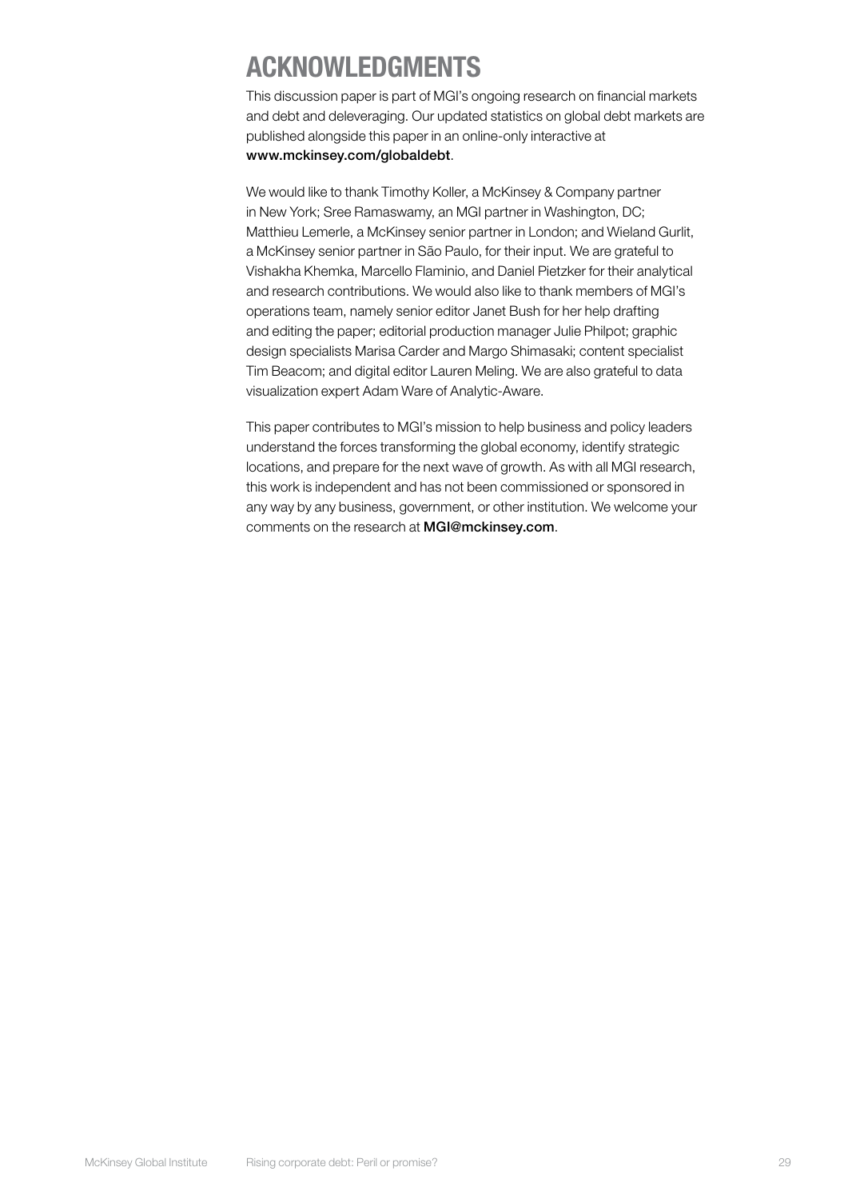# ACKNOWLEDGMENTS

This discussion paper is part of MGI's ongoing research on financial markets and debt and deleveraging. Our updated statistics on global debt markets are published alongside this paper in an online-only interactive at **www.mckinsey.com/globaldebt**.

We would like to thank Timothy Koller, a McKinsey & Company partner in New York; Sree Ramaswamy, an MGI partner in Washington, DC; Matthieu Lemerle, a McKinsey senior partner in London; and Wieland Gurlit, a McKinsey senior partner in São Paulo, for their input. We are grateful to Vishakha Khemka, Marcello Flaminio, and Daniel Pietzker for their analytical and research contributions. We would also like to thank members of MGI's operations team, namely senior editor Janet Bush for her help drafting and editing the paper; editorial production manager Julie Philpot; graphic design specialists Marisa Carder and Margo Shimasaki; content specialist Tim Beacom; and digital editor Lauren Meling. We are also grateful to data visualization expert Adam Ware of Analytic-Aware.

This paper contributes to MGI's mission to help business and policy leaders understand the forces transforming the global economy, identify strategic locations, and prepare for the next wave of growth. As with all MGI research, this work is independent and has not been commissioned or sponsored in any way by any business, government, or other institution. We welcome your comments on the research at **MGI@mckinsey.com**.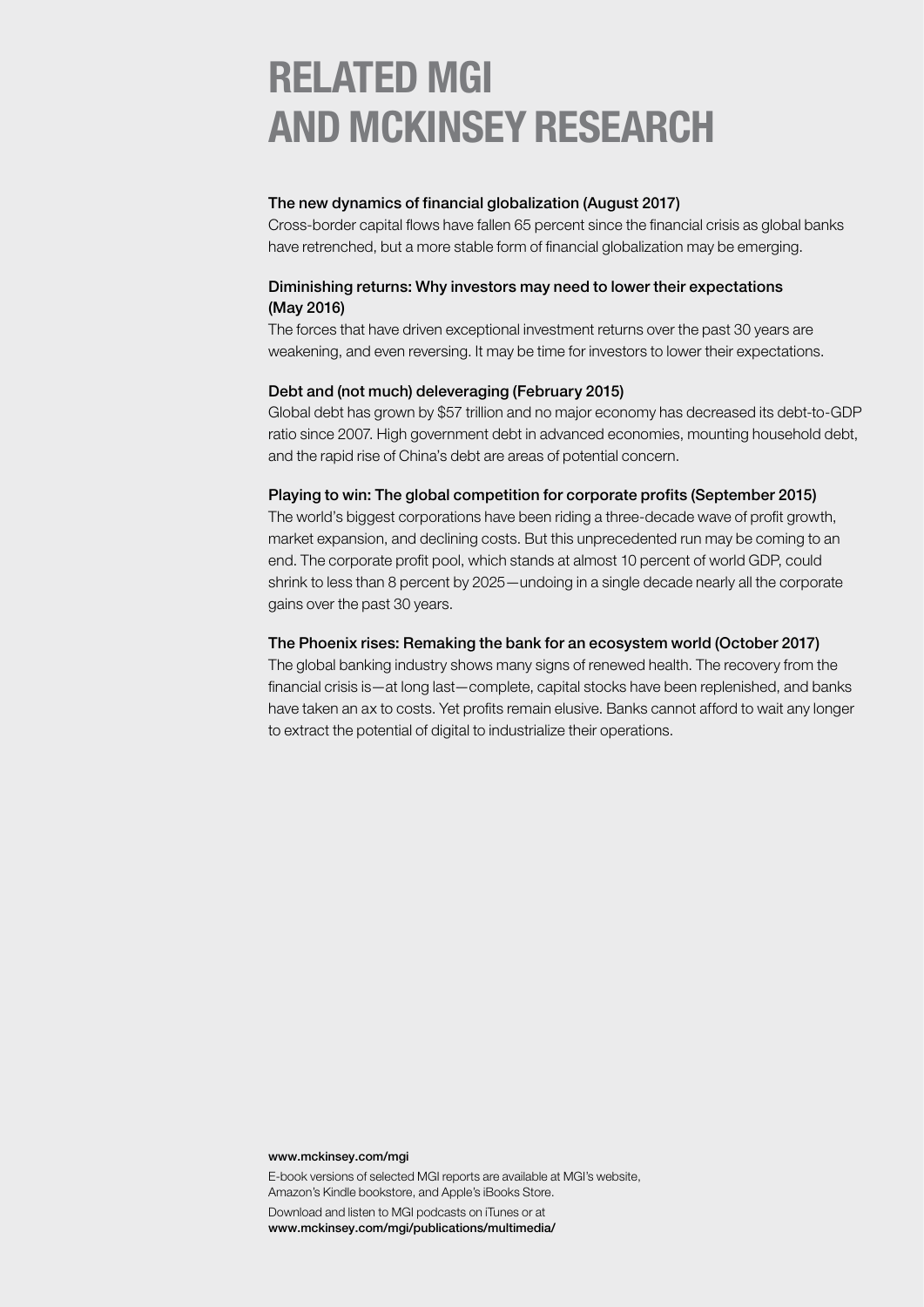# RELATED MGI AND MCKINSEY RESEARCH

**The new dynamics of financial globalization (August 2017)**
Cross-border capital flows have fallen 65 percent since the financial crisis as global banks have retrenched, but a more stable form of financial globalization may be emerging.

**Diminishing returns: Why investors may need to lower their expectations (May 2016)**
The forces that have driven exceptional investment returns over the past 30 years are weakening, and even reversing. It may be time for investors to lower their expectations.

**Debt and (not much) deleveraging (February 2015)**
Global debt has grown by $57 trillion and no major economy has decreased its debt-to-GDP ratio since 2007. High government debt in advanced economies, mounting household debt, and the rapid rise of China's debt are areas of potential concern.

**Playing to win: The global competition for corporate profits (September 2015)**
The world's biggest corporations have been riding a three-decade wave of profit growth, market expansion, and declining costs. But this unprecedented run may be coming to an end. The corporate profit pool, which stands at almost 10 percent of world GDP, could shrink to less than 8 percent by 2025—undoing in a single decade nearly all the corporate gains over the past 30 years.

**The Phoenix rises: Remaking the bank for an ecosystem world (October 2017)**
The global banking industry shows many signs of renewed health. The recovery from the financial crisis is—at long last—complete, capital stocks have been replenished, and banks have taken an ax to costs. Yet profits remain elusive. Banks cannot afford to wait any longer to extract the potential of digital to industrialize their operations.

**www.mckinsey.com/mgi**

E-book versions of selected MGI reports are available at MGI's website, Amazon's Kindle bookstore, and Apple's iBooks Store.

Download and listen to MGI podcasts on iTunes or at
**www.mckinsey.com/mgi/publications/multimedia/**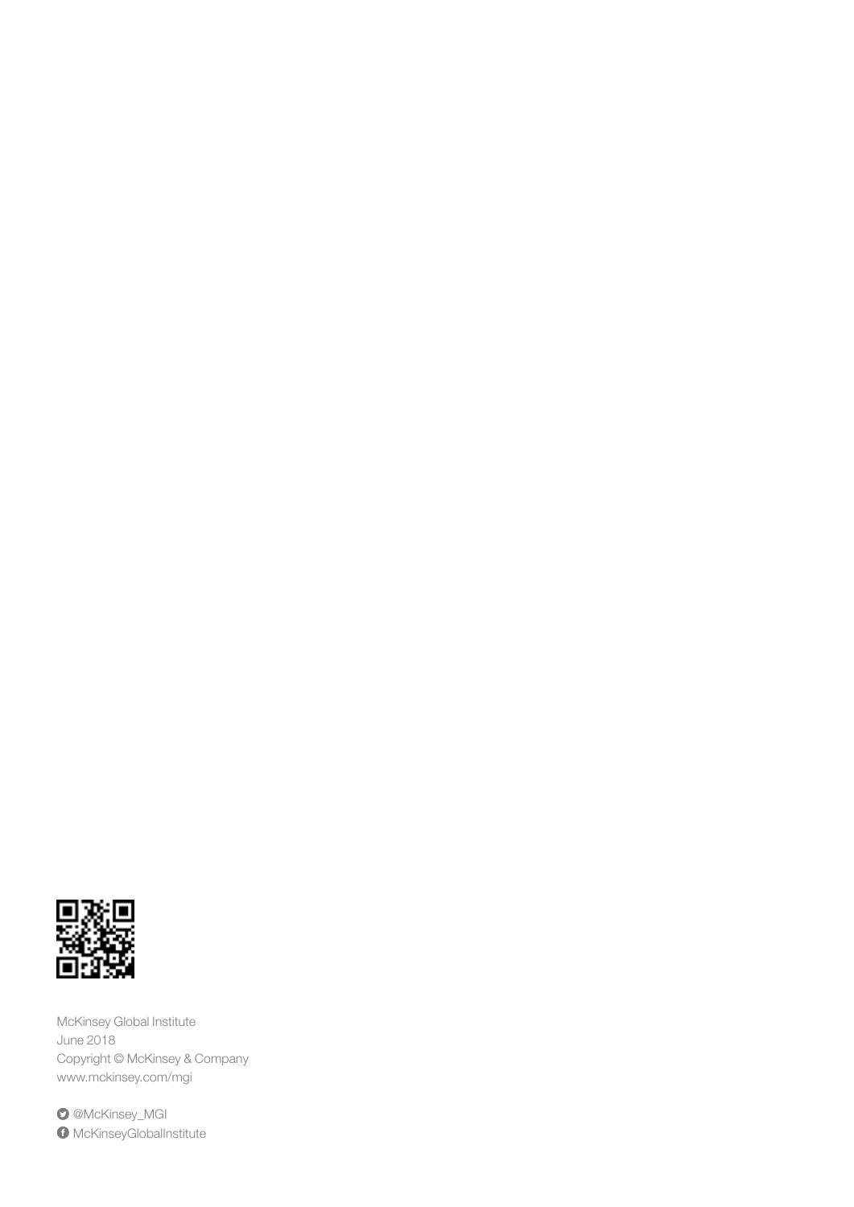McKinsey Global Institute
June 2018
Copyright © McKinsey & Company
www.mckinsey.com/mgi

@McKinsey_MGI
McKinseyGlobalInstitute